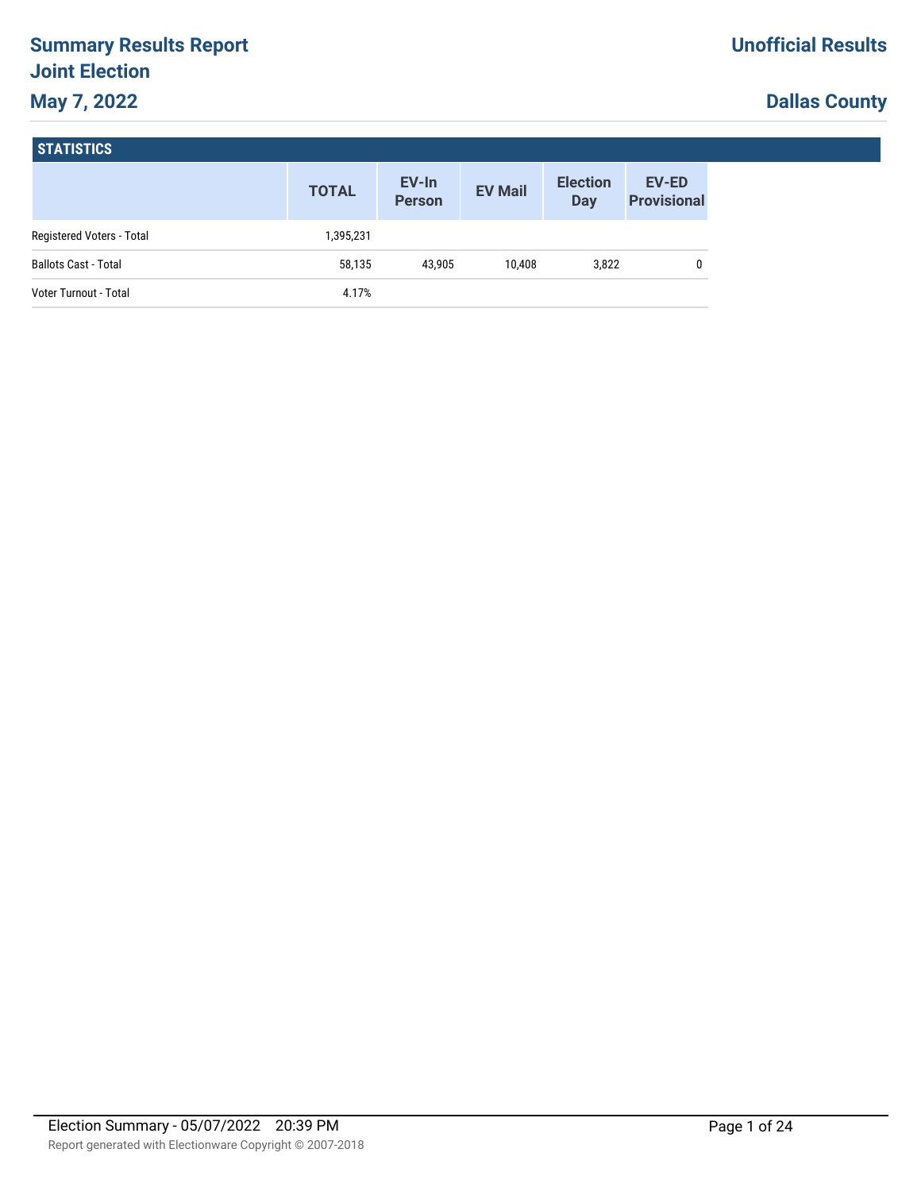# Summary Results Report
## Joint Election
## May 7, 2022

**Unofficial Results**

**Dallas County**

### STATISTICS

| | TOTAL | EV-In Person | EV Mail | Election Day | EV-ED Provisional |
|---|---|---|---|---|---|
| Registered Voters - Total | 1,395,231 | | | | |
| Ballots Cast - Total | 58,135 | 43,905 | 10,408 | 3,822 | 0 |
| Voter Turnout - Total | 4.17% | | | | |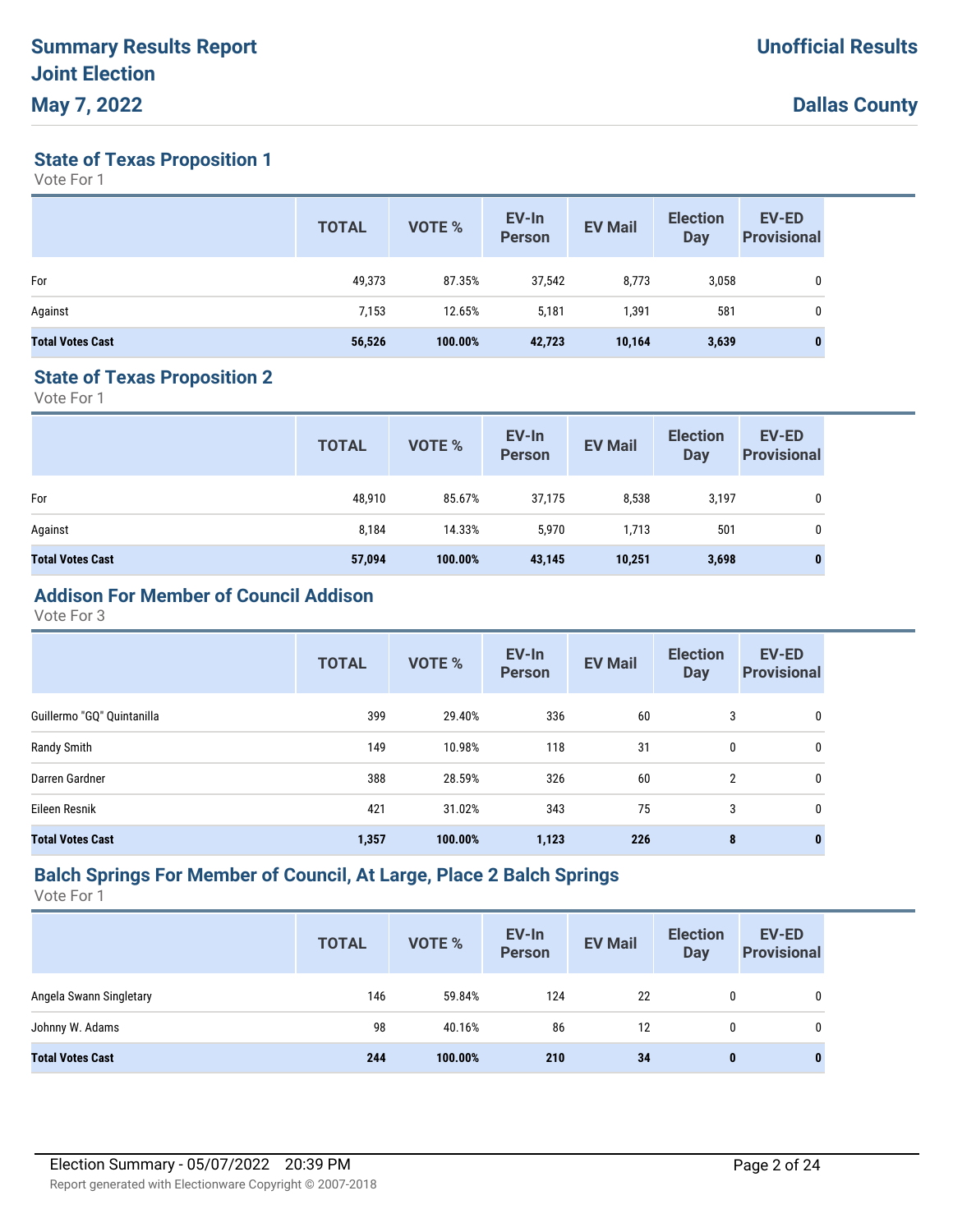## State of Texas Proposition 1

Vote For 1

| | TOTAL | VOTE % | EV-In Person | EV Mail | Election Day | EV-ED Provisional |
|---|---|---|---|---|---|---|
| For | 49,373 | 87.35% | 37,542 | 8,773 | 3,058 | 0 |
| Against | 7,153 | 12.65% | 5,181 | 1,391 | 581 | 0 |
| **Total Votes Cast** | **56,526** | **100.00%** | **42,723** | **10,164** | **3,639** | **0** |

## State of Texas Proposition 2

Vote For 1

| | TOTAL | VOTE % | EV-In Person | EV Mail | Election Day | EV-ED Provisional |
|---|---|---|---|---|---|---|
| For | 48,910 | 85.67% | 37,175 | 8,538 | 3,197 | 0 |
| Against | 8,184 | 14.33% | 5,970 | 1,713 | 501 | 0 |
| **Total Votes Cast** | **57,094** | **100.00%** | **43,145** | **10,251** | **3,698** | **0** |

## Addison For Member of Council Addison

Vote For 3

| | TOTAL | VOTE % | EV-In Person | EV Mail | Election Day | EV-ED Provisional |
|---|---|---|---|---|---|---|
| Guillermo "GQ" Quintanilla | 399 | 29.40% | 336 | 60 | 3 | 0 |
| Randy Smith | 149 | 10.98% | 118 | 31 | 0 | 0 |
| Darren Gardner | 388 | 28.59% | 326 | 60 | 2 | 0 |
| Eileen Resnik | 421 | 31.02% | 343 | 75 | 3 | 0 |
| **Total Votes Cast** | **1,357** | **100.00%** | **1,123** | **226** | **8** | **0** |

## Balch Springs For Member of Council, At Large, Place 2 Balch Springs

Vote For 1

| | TOTAL | VOTE % | EV-In Person | EV Mail | Election Day | EV-ED Provisional |
|---|---|---|---|---|---|---|
| Angela Swann Singletary | 146 | 59.84% | 124 | 22 | 0 | 0 |
| Johnny W. Adams | 98 | 40.16% | 86 | 12 | 0 | 0 |
| **Total Votes Cast** | **244** | **100.00%** | **210** | **34** | **0** | **0** |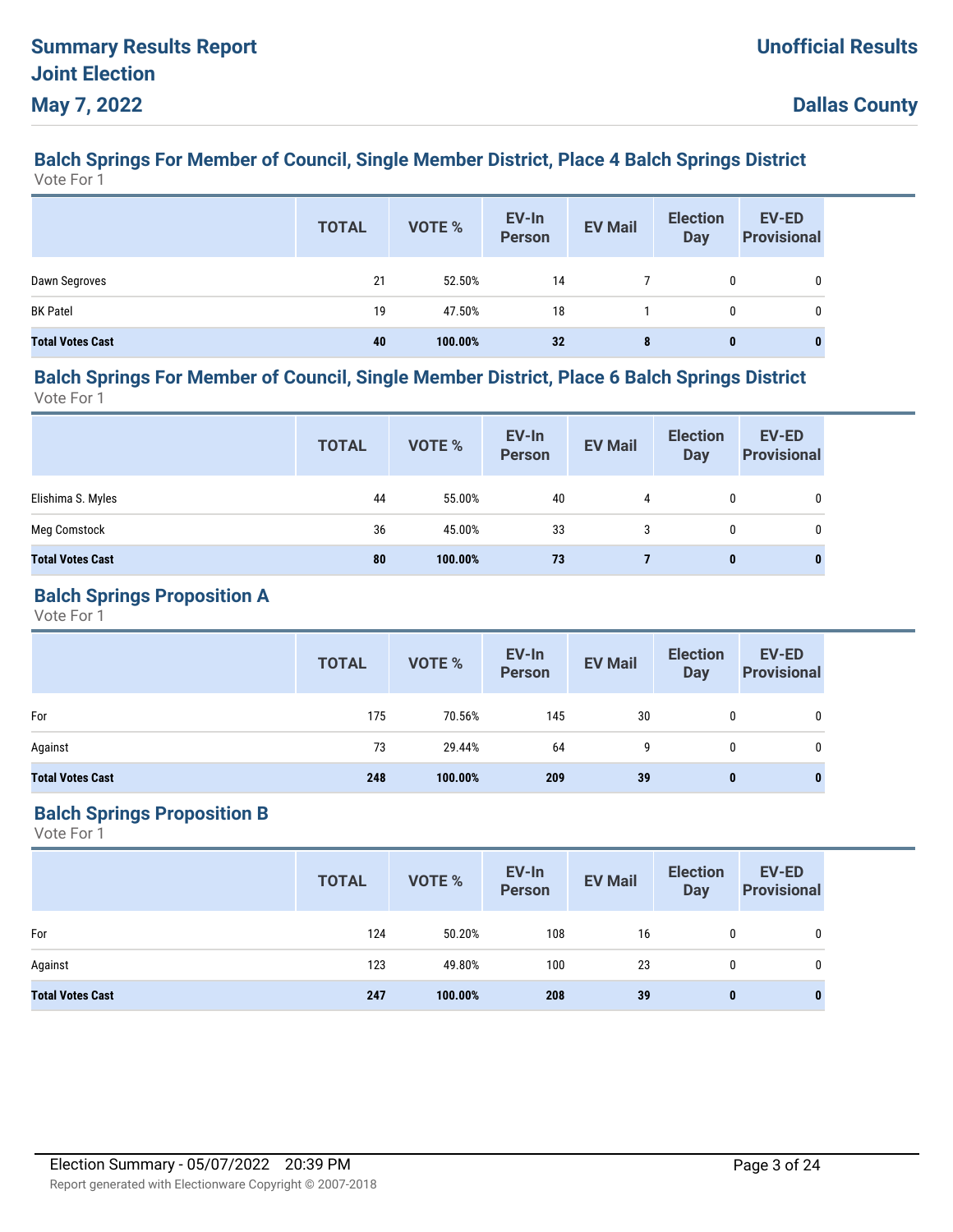# Summary Results Report
# Joint Election
# May 7, 2022

**Unofficial Results**

**Dallas County**

## Balch Springs For Member of Council, Single Member District, Place 4 Balch Springs District

Vote For 1

| | TOTAL | VOTE % | EV-In Person | EV Mail | Election Day | EV-ED Provisional |
|---|---|---|---|---|---|---|
| Dawn Segroves | 21 | 52.50% | 14 | 7 | 0 | 0 |
| BK Patel | 19 | 47.50% | 18 | 1 | 0 | 0 |
| **Total Votes Cast** | **40** | **100.00%** | **32** | **8** | **0** | **0** |

## Balch Springs For Member of Council, Single Member District, Place 6 Balch Springs District

Vote For 1

| | TOTAL | VOTE % | EV-In Person | EV Mail | Election Day | EV-ED Provisional |
|---|---|---|---|---|---|---|
| Elishima S. Myles | 44 | 55.00% | 40 | 4 | 0 | 0 |
| Meg Comstock | 36 | 45.00% | 33 | 3 | 0 | 0 |
| **Total Votes Cast** | **80** | **100.00%** | **73** | **7** | **0** | **0** |

## Balch Springs Proposition A

Vote For 1

| | TOTAL | VOTE % | EV-In Person | EV Mail | Election Day | EV-ED Provisional |
|---|---|---|---|---|---|---|
| For | 175 | 70.56% | 145 | 30 | 0 | 0 |
| Against | 73 | 29.44% | 64 | 9 | 0 | 0 |
| **Total Votes Cast** | **248** | **100.00%** | **209** | **39** | **0** | **0** |

## Balch Springs Proposition B

Vote For 1

| | TOTAL | VOTE % | EV-In Person | EV Mail | Election Day | EV-ED Provisional |
|---|---|---|---|---|---|---|
| For | 124 | 50.20% | 108 | 16 | 0 | 0 |
| Against | 123 | 49.80% | 100 | 23 | 0 | 0 |
| **Total Votes Cast** | **247** | **100.00%** | **208** | **39** | **0** | **0** |

Election Summary - 05/07/2022 20:39 PM

Report generated with Electionware Copyright © 2007-2018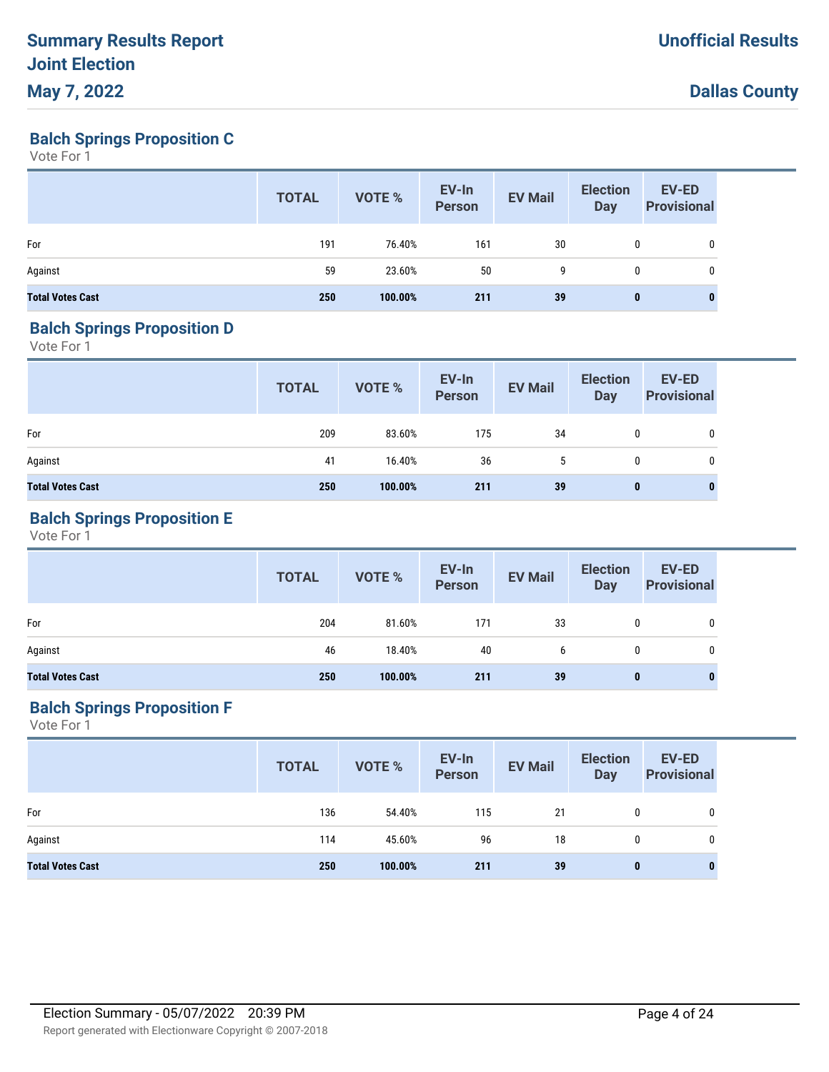## Balch Springs Proposition C

Vote For 1

| | TOTAL | VOTE % | EV-In Person | EV Mail | Election Day | EV-ED Provisional |
|---|---|---|---|---|---|---|
| For | 191 | 76.40% | 161 | 30 | 0 | 0 |
| Against | 59 | 23.60% | 50 | 9 | 0 | 0 |
| **Total Votes Cast** | **250** | **100.00%** | **211** | **39** | **0** | **0** |

## Balch Springs Proposition D

Vote For 1

| | TOTAL | VOTE % | EV-In Person | EV Mail | Election Day | EV-ED Provisional |
|---|---|---|---|---|---|---|
| For | 209 | 83.60% | 175 | 34 | 0 | 0 |
| Against | 41 | 16.40% | 36 | 5 | 0 | 0 |
| **Total Votes Cast** | **250** | **100.00%** | **211** | **39** | **0** | **0** |

## Balch Springs Proposition E

Vote For 1

| | TOTAL | VOTE % | EV-In Person | EV Mail | Election Day | EV-ED Provisional |
|---|---|---|---|---|---|---|
| For | 204 | 81.60% | 171 | 33 | 0 | 0 |
| Against | 46 | 18.40% | 40 | 6 | 0 | 0 |
| **Total Votes Cast** | **250** | **100.00%** | **211** | **39** | **0** | **0** |

## Balch Springs Proposition F

Vote For 1

| | TOTAL | VOTE % | EV-In Person | EV Mail | Election Day | EV-ED Provisional |
|---|---|---|---|---|---|---|
| For | 136 | 54.40% | 115 | 21 | 0 | 0 |
| Against | 114 | 45.60% | 96 | 18 | 0 | 0 |
| **Total Votes Cast** | **250** | **100.00%** | **211** | **39** | **0** | **0** |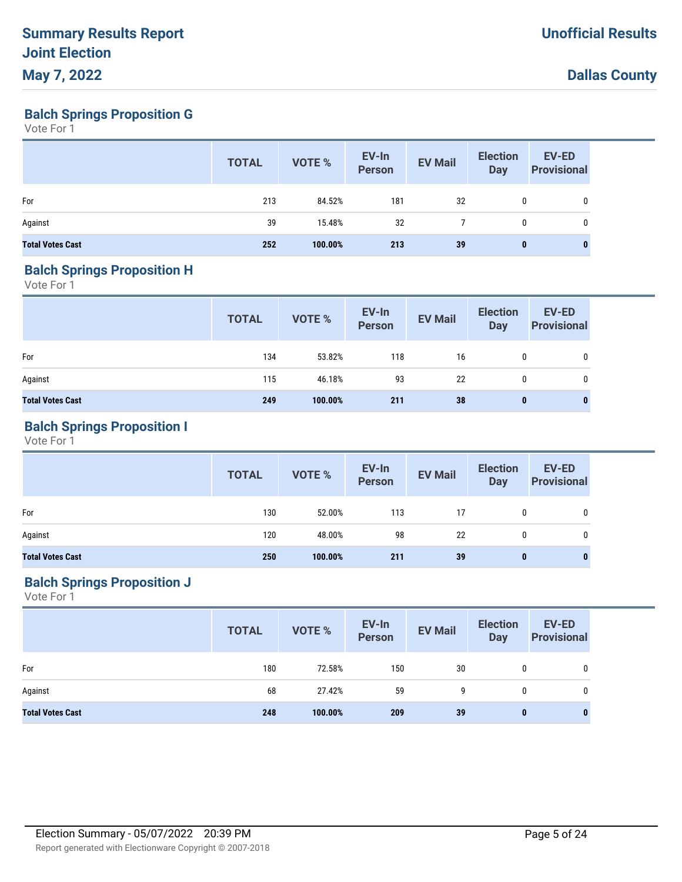## Balch Springs Proposition G

Vote For 1

| | TOTAL | VOTE % | EV-In Person | EV Mail | Election Day | EV-ED Provisional |
|---|---|---|---|---|---|---|
| For | 213 | 84.52% | 181 | 32 | 0 | 0 |
| Against | 39 | 15.48% | 32 | 7 | 0 | 0 |
| **Total Votes Cast** | **252** | **100.00%** | **213** | **39** | **0** | **0** |

## Balch Springs Proposition H

Vote For 1

| | TOTAL | VOTE % | EV-In Person | EV Mail | Election Day | EV-ED Provisional |
|---|---|---|---|---|---|---|
| For | 134 | 53.82% | 118 | 16 | 0 | 0 |
| Against | 115 | 46.18% | 93 | 22 | 0 | 0 |
| **Total Votes Cast** | **249** | **100.00%** | **211** | **38** | **0** | **0** |

## Balch Springs Proposition I

Vote For 1

| | TOTAL | VOTE % | EV-In Person | EV Mail | Election Day | EV-ED Provisional |
|---|---|---|---|---|---|---|
| For | 130 | 52.00% | 113 | 17 | 0 | 0 |
| Against | 120 | 48.00% | 98 | 22 | 0 | 0 |
| **Total Votes Cast** | **250** | **100.00%** | **211** | **39** | **0** | **0** |

## Balch Springs Proposition J

Vote For 1

| | TOTAL | VOTE % | EV-In Person | EV Mail | Election Day | EV-ED Provisional |
|---|---|---|---|---|---|---|
| For | 180 | 72.58% | 150 | 30 | 0 | 0 |
| Against | 68 | 27.42% | 59 | 9 | 0 | 0 |
| **Total Votes Cast** | **248** | **100.00%** | **209** | **39** | **0** | **0** |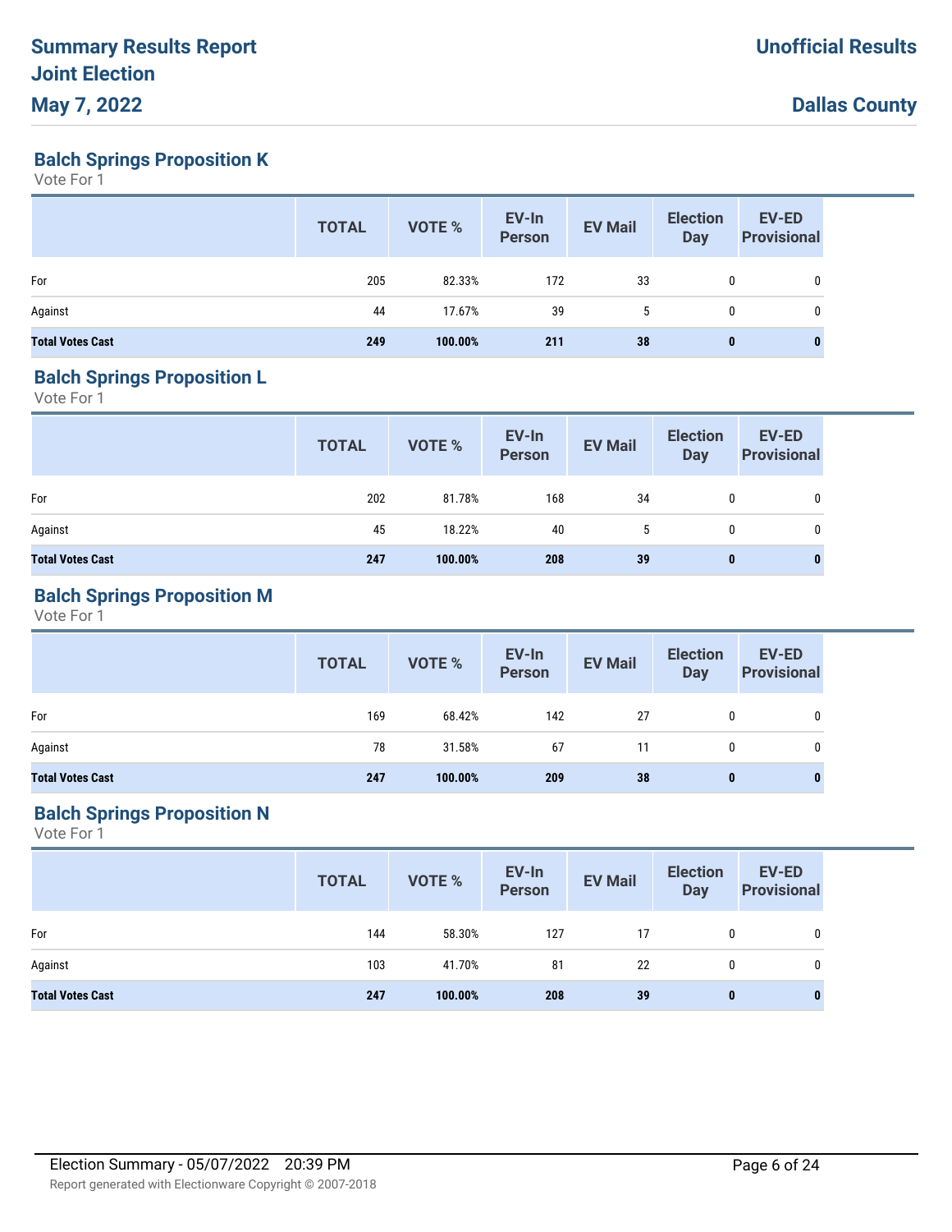# Summary Results Report
# Joint Election
# May 7, 2022

**Unofficial Results**

**Dallas County**

## Balch Springs Proposition K

Vote For 1

| | TOTAL | VOTE % | EV-In Person | EV Mail | Election Day | EV-ED Provisional |
|---|---|---|---|---|---|---|
| For | 205 | 82.33% | 172 | 33 | 0 | 0 |
| Against | 44 | 17.67% | 39 | 5 | 0 | 0 |
| **Total Votes Cast** | **249** | **100.00%** | **211** | **38** | **0** | **0** |

## Balch Springs Proposition L

Vote For 1

| | TOTAL | VOTE % | EV-In Person | EV Mail | Election Day | EV-ED Provisional |
|---|---|---|---|---|---|---|
| For | 202 | 81.78% | 168 | 34 | 0 | 0 |
| Against | 45 | 18.22% | 40 | 5 | 0 | 0 |
| **Total Votes Cast** | **247** | **100.00%** | **208** | **39** | **0** | **0** |

## Balch Springs Proposition M

Vote For 1

| | TOTAL | VOTE % | EV-In Person | EV Mail | Election Day | EV-ED Provisional |
|---|---|---|---|---|---|---|
| For | 169 | 68.42% | 142 | 27 | 0 | 0 |
| Against | 78 | 31.58% | 67 | 11 | 0 | 0 |
| **Total Votes Cast** | **247** | **100.00%** | **209** | **38** | **0** | **0** |

## Balch Springs Proposition N

Vote For 1

| | TOTAL | VOTE % | EV-In Person | EV Mail | Election Day | EV-ED Provisional |
|---|---|---|---|---|---|---|
| For | 144 | 58.30% | 127 | 17 | 0 | 0 |
| Against | 103 | 41.70% | 81 | 22 | 0 | 0 |
| **Total Votes Cast** | **247** | **100.00%** | **208** | **39** | **0** | **0** |

Election Summary - 05/07/2022 20:39 PM

Report generated with Electionware Copyright © 2007-2018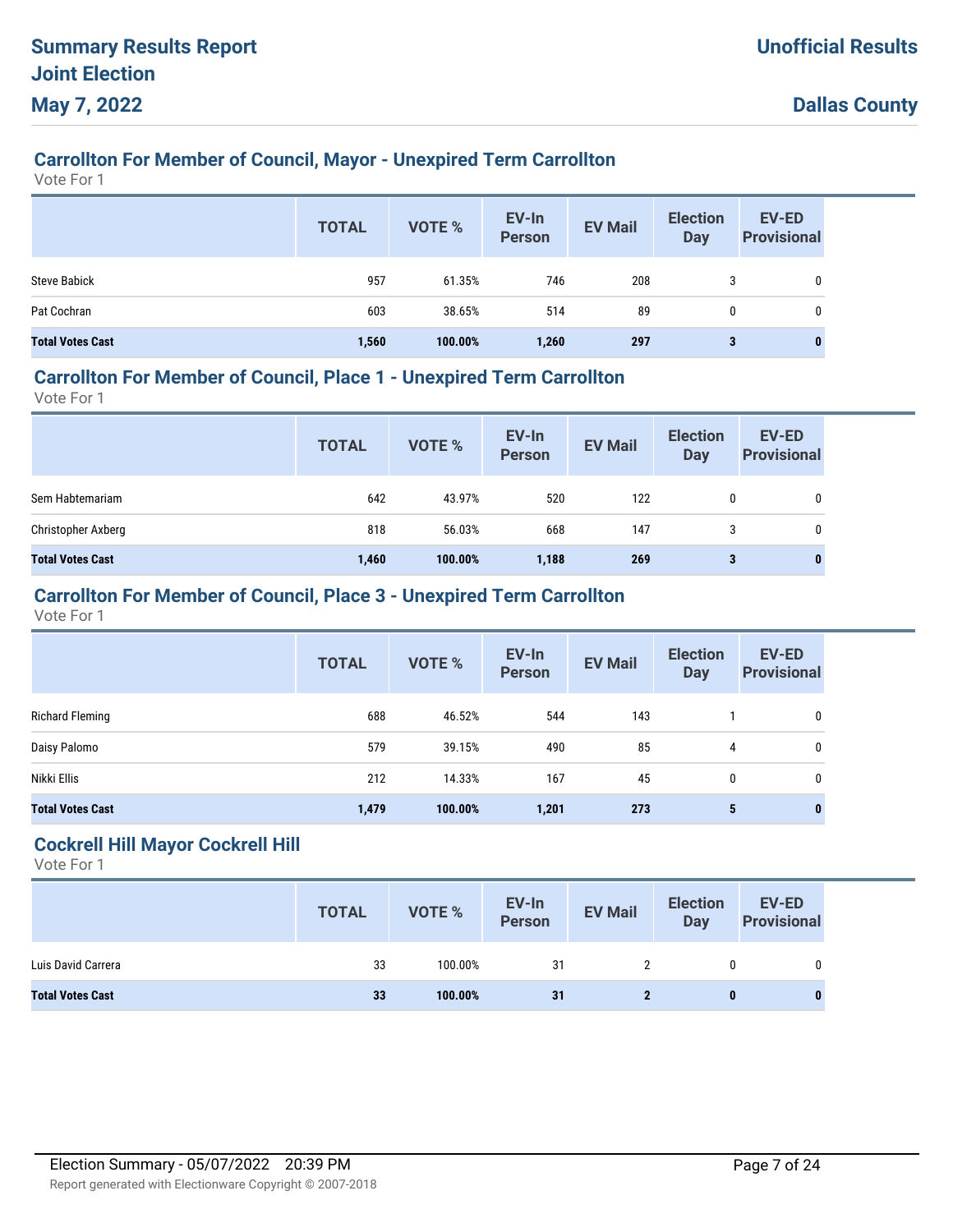## Carrollton For Member of Council, Mayor - Unexpired Term Carrollton

Vote For 1

| | TOTAL | VOTE % | EV-In Person | EV Mail | Election Day | EV-ED Provisional |
|---|---|---|---|---|---|---|
| Steve Babick | 957 | 61.35% | 746 | 208 | 3 | 0 |
| Pat Cochran | 603 | 38.65% | 514 | 89 | 0 | 0 |
| **Total Votes Cast** | **1,560** | **100.00%** | **1,260** | **297** | **3** | **0** |

## Carrollton For Member of Council, Place 1 - Unexpired Term Carrollton

Vote For 1

| | TOTAL | VOTE % | EV-In Person | EV Mail | Election Day | EV-ED Provisional |
|---|---|---|---|---|---|---|
| Sem Habtemariam | 642 | 43.97% | 520 | 122 | 0 | 0 |
| Christopher Axberg | 818 | 56.03% | 668 | 147 | 3 | 0 |
| **Total Votes Cast** | **1,460** | **100.00%** | **1,188** | **269** | **3** | **0** |

## Carrollton For Member of Council, Place 3 - Unexpired Term Carrollton

Vote For 1

| | TOTAL | VOTE % | EV-In Person | EV Mail | Election Day | EV-ED Provisional |
|---|---|---|---|---|---|---|
| Richard Fleming | 688 | 46.52% | 544 | 143 | 1 | 0 |
| Daisy Palomo | 579 | 39.15% | 490 | 85 | 4 | 0 |
| Nikki Ellis | 212 | 14.33% | 167 | 45 | 0 | 0 |
| **Total Votes Cast** | **1,479** | **100.00%** | **1,201** | **273** | **5** | **0** |

## Cockrell Hill Mayor Cockrell Hill

Vote For 1

| | TOTAL | VOTE % | EV-In Person | EV Mail | Election Day | EV-ED Provisional |
|---|---|---|---|---|---|---|
| Luis David Carrera | 33 | 100.00% | 31 | 2 | 0 | 0 |
| **Total Votes Cast** | **33** | **100.00%** | **31** | **2** | **0** | **0** |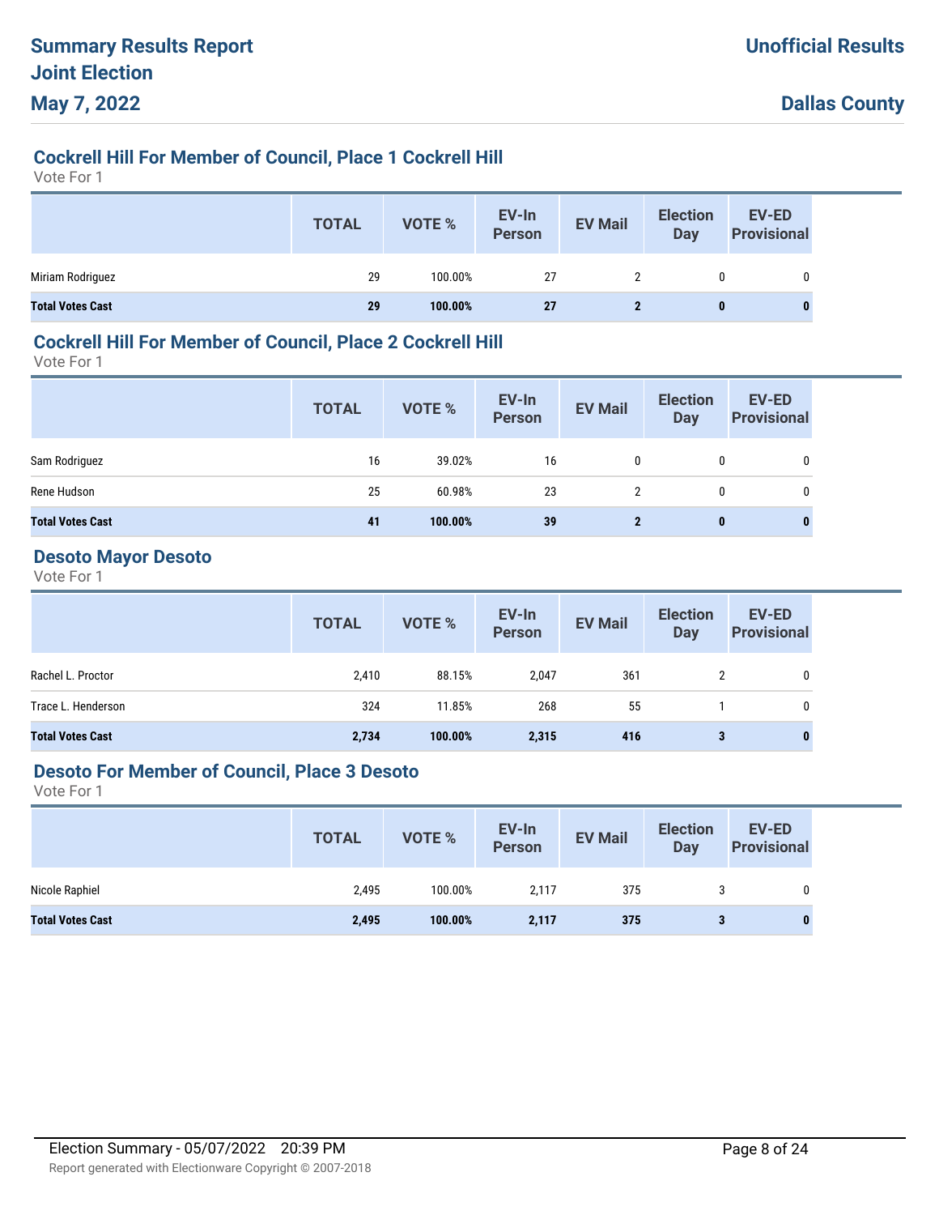## Cockrell Hill For Member of Council, Place 1 Cockrell Hill

Vote For 1

| | TOTAL | VOTE % | EV-In Person | EV Mail | Election Day | EV-ED Provisional |
|---|---|---|---|---|---|---|
| Miriam Rodriguez | 29 | 100.00% | 27 | 2 | 0 | 0 |
| **Total Votes Cast** | **29** | **100.00%** | **27** | **2** | **0** | **0** |

## Cockrell Hill For Member of Council, Place 2 Cockrell Hill

Vote For 1

| | TOTAL | VOTE % | EV-In Person | EV Mail | Election Day | EV-ED Provisional |
|---|---|---|---|---|---|---|
| Sam Rodriguez | 16 | 39.02% | 16 | 0 | 0 | 0 |
| Rene Hudson | 25 | 60.98% | 23 | 2 | 0 | 0 |
| **Total Votes Cast** | **41** | **100.00%** | **39** | **2** | **0** | **0** |

## Desoto Mayor Desoto

Vote For 1

| | TOTAL | VOTE % | EV-In Person | EV Mail | Election Day | EV-ED Provisional |
|---|---|---|---|---|---|---|
| Rachel L. Proctor | 2,410 | 88.15% | 2,047 | 361 | 2 | 0 |
| Trace L. Henderson | 324 | 11.85% | 268 | 55 | 1 | 0 |
| **Total Votes Cast** | **2,734** | **100.00%** | **2,315** | **416** | **3** | **0** |

## Desoto For Member of Council, Place 3 Desoto

Vote For 1

| | TOTAL | VOTE % | EV-In Person | EV Mail | Election Day | EV-ED Provisional |
|---|---|---|---|---|---|---|
| Nicole Raphiel | 2,495 | 100.00% | 2,117 | 375 | 3 | 0 |
| **Total Votes Cast** | **2,495** | **100.00%** | **2,117** | **375** | **3** | **0** |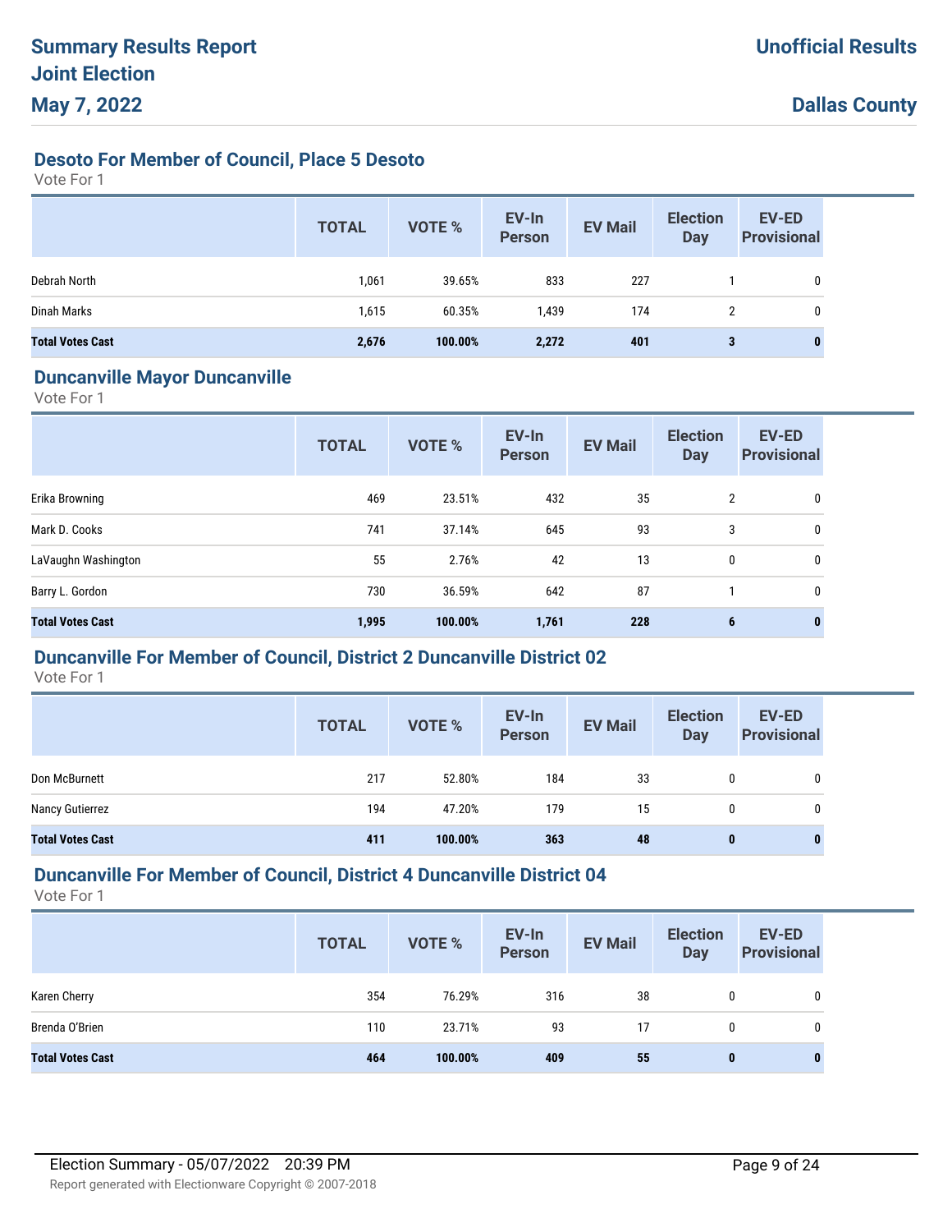## Desoto For Member of Council, Place 5 Desoto

Vote For 1

| | TOTAL | VOTE % | EV-In Person | EV Mail | Election Day | EV-ED Provisional |
|---|---|---|---|---|---|---|
| Debrah North | 1,061 | 39.65% | 833 | 227 | 1 | 0 |
| Dinah Marks | 1,615 | 60.35% | 1,439 | 174 | 2 | 0 |
| **Total Votes Cast** | **2,676** | **100.00%** | **2,272** | **401** | **3** | **0** |

## Duncanville Mayor Duncanville

Vote For 1

| | TOTAL | VOTE % | EV-In Person | EV Mail | Election Day | EV-ED Provisional |
|---|---|---|---|---|---|---|
| Erika Browning | 469 | 23.51% | 432 | 35 | 2 | 0 |
| Mark D. Cooks | 741 | 37.14% | 645 | 93 | 3 | 0 |
| LaVaughn Washington | 55 | 2.76% | 42 | 13 | 0 | 0 |
| Barry L. Gordon | 730 | 36.59% | 642 | 87 | 1 | 0 |
| **Total Votes Cast** | **1,995** | **100.00%** | **1,761** | **228** | **6** | **0** |

## Duncanville For Member of Council, District 2 Duncanville District 02

Vote For 1

| | TOTAL | VOTE % | EV-In Person | EV Mail | Election Day | EV-ED Provisional |
|---|---|---|---|---|---|---|
| Don McBurnett | 217 | 52.80% | 184 | 33 | 0 | 0 |
| Nancy Gutierrez | 194 | 47.20% | 179 | 15 | 0 | 0 |
| **Total Votes Cast** | **411** | **100.00%** | **363** | **48** | **0** | **0** |

## Duncanville For Member of Council, District 4 Duncanville District 04

Vote For 1

| | TOTAL | VOTE % | EV-In Person | EV Mail | Election Day | EV-ED Provisional |
|---|---|---|---|---|---|---|
| Karen Cherry | 354 | 76.29% | 316 | 38 | 0 | 0 |
| Brenda O'Brien | 110 | 23.71% | 93 | 17 | 0 | 0 |
| **Total Votes Cast** | **464** | **100.00%** | **409** | **55** | **0** | **0** |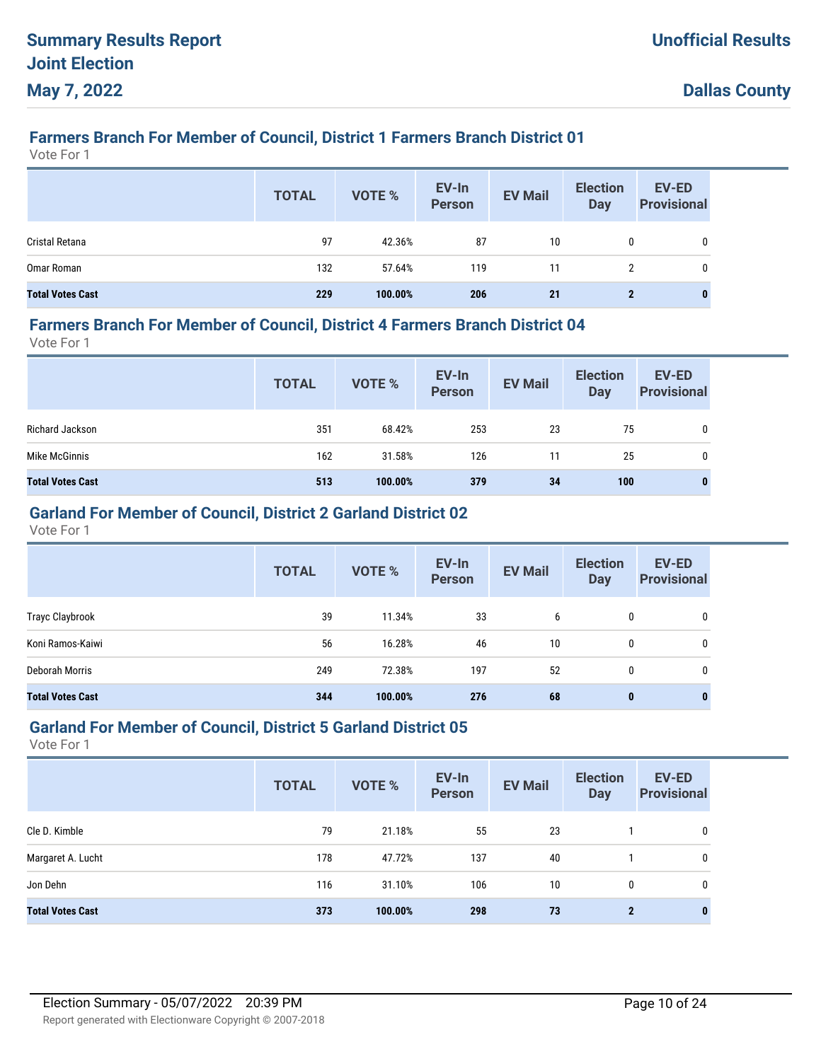# Summary Results Report
# Joint Election
# May 7, 2022

**Unofficial Results**

**Dallas County**

## Farmers Branch For Member of Council, District 1 Farmers Branch District 01

Vote For 1

| | TOTAL | VOTE % | EV-In Person | EV Mail | Election Day | EV-ED Provisional |
|---|---|---|---|---|---|---|
| Cristal Retana | 97 | 42.36% | 87 | 10 | 0 | 0 |
| Omar Roman | 132 | 57.64% | 119 | 11 | 2 | 0 |
| **Total Votes Cast** | **229** | **100.00%** | **206** | **21** | **2** | **0** |

## Farmers Branch For Member of Council, District 4 Farmers Branch District 04

Vote For 1

| | TOTAL | VOTE % | EV-In Person | EV Mail | Election Day | EV-ED Provisional |
|---|---|---|---|---|---|---|
| Richard Jackson | 351 | 68.42% | 253 | 23 | 75 | 0 |
| Mike McGinnis | 162 | 31.58% | 126 | 11 | 25 | 0 |
| **Total Votes Cast** | **513** | **100.00%** | **379** | **34** | **100** | **0** |

## Garland For Member of Council, District 2 Garland District 02

Vote For 1

| | TOTAL | VOTE % | EV-In Person | EV Mail | Election Day | EV-ED Provisional |
|---|---|---|---|---|---|---|
| Trayc Claybrook | 39 | 11.34% | 33 | 6 | 0 | 0 |
| Koni Ramos-Kaiwi | 56 | 16.28% | 46 | 10 | 0 | 0 |
| Deborah Morris | 249 | 72.38% | 197 | 52 | 0 | 0 |
| **Total Votes Cast** | **344** | **100.00%** | **276** | **68** | **0** | **0** |

## Garland For Member of Council, District 5 Garland District 05

Vote For 1

| | TOTAL | VOTE % | EV-In Person | EV Mail | Election Day | EV-ED Provisional |
|---|---|---|---|---|---|---|
| Cle D. Kimble | 79 | 21.18% | 55 | 23 | 1 | 0 |
| Margaret A. Lucht | 178 | 47.72% | 137 | 40 | 1 | 0 |
| Jon Dehn | 116 | 31.10% | 106 | 10 | 0 | 0 |
| **Total Votes Cast** | **373** | **100.00%** | **298** | **73** | **2** | **0** |

Election Summary - 05/07/2022 20:39 PM

Report generated with Electionware Copyright © 2007-2018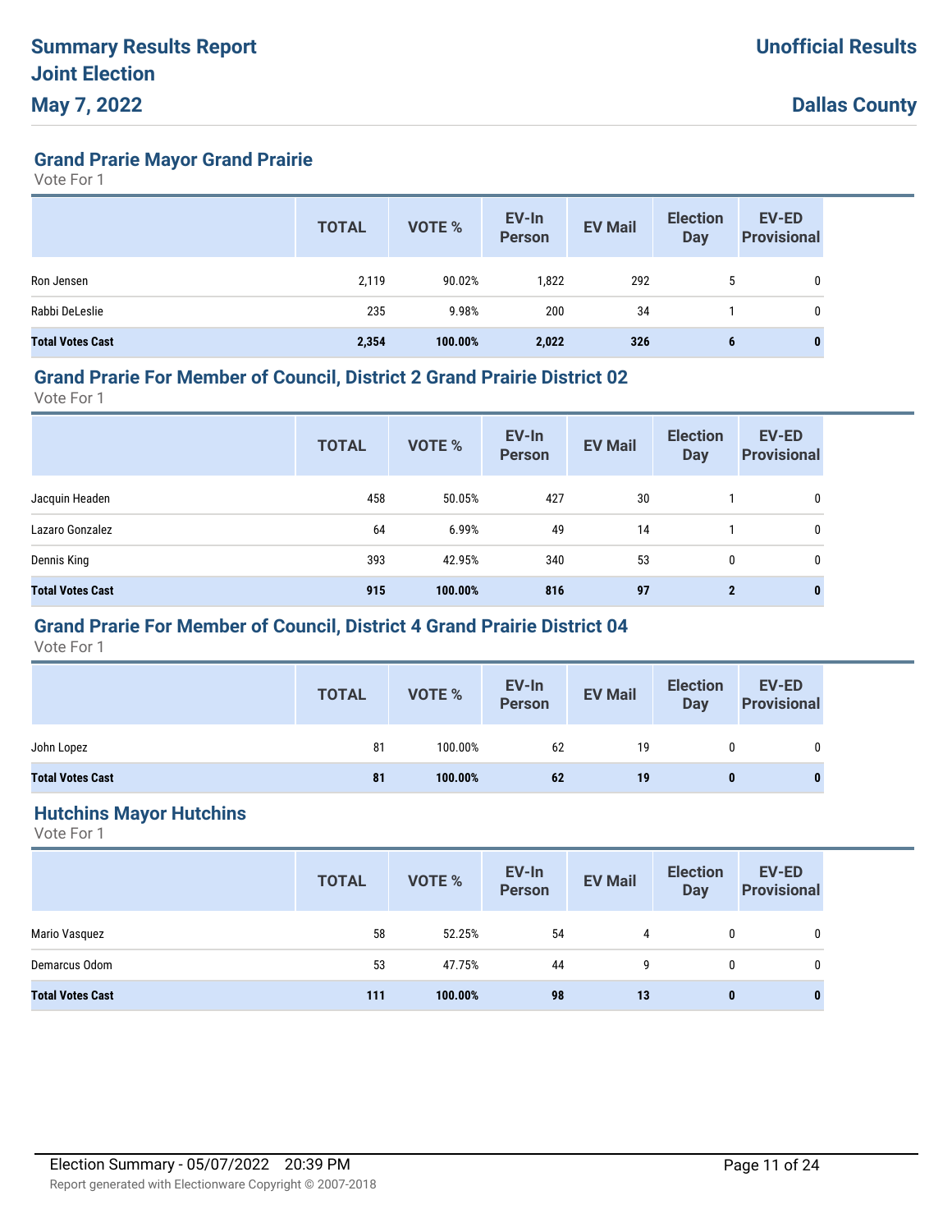**Summary Results Report**
**Joint Election**
**May 7, 2022**

**Unofficial Results**

**Dallas County**

## Grand Prarie Mayor Grand Prairie

Vote For 1

| | TOTAL | VOTE % | EV-In Person | EV Mail | Election Day | EV-ED Provisional |
|---|---|---|---|---|---|---|
| Ron Jensen | 2,119 | 90.02% | 1,822 | 292 | 5 | 0 |
| Rabbi DeLeslie | 235 | 9.98% | 200 | 34 | 1 | 0 |
| **Total Votes Cast** | **2,354** | **100.00%** | **2,022** | **326** | **6** | **0** |

## Grand Prarie For Member of Council, District 2 Grand Prairie District 02

Vote For 1

| | TOTAL | VOTE % | EV-In Person | EV Mail | Election Day | EV-ED Provisional |
|---|---|---|---|---|---|---|
| Jacquin Headen | 458 | 50.05% | 427 | 30 | 1 | 0 |
| Lazaro Gonzalez | 64 | 6.99% | 49 | 14 | 1 | 0 |
| Dennis King | 393 | 42.95% | 340 | 53 | 0 | 0 |
| **Total Votes Cast** | **915** | **100.00%** | **816** | **97** | **2** | **0** |

## Grand Prarie For Member of Council, District 4 Grand Prairie District 04

Vote For 1

| | TOTAL | VOTE % | EV-In Person | EV Mail | Election Day | EV-ED Provisional |
|---|---|---|---|---|---|---|
| John Lopez | 81 | 100.00% | 62 | 19 | 0 | 0 |
| **Total Votes Cast** | **81** | **100.00%** | **62** | **19** | **0** | **0** |

## Hutchins Mayor Hutchins

Vote For 1

| | TOTAL | VOTE % | EV-In Person | EV Mail | Election Day | EV-ED Provisional |
|---|---|---|---|---|---|---|
| Mario Vasquez | 58 | 52.25% | 54 | 4 | 0 | 0 |
| Demarcus Odom | 53 | 47.75% | 44 | 9 | 0 | 0 |
| **Total Votes Cast** | **111** | **100.00%** | **98** | **13** | **0** | **0** |

Election Summary - 05/07/2022 20:39 PM

Report generated with Electionware Copyright © 2007-2018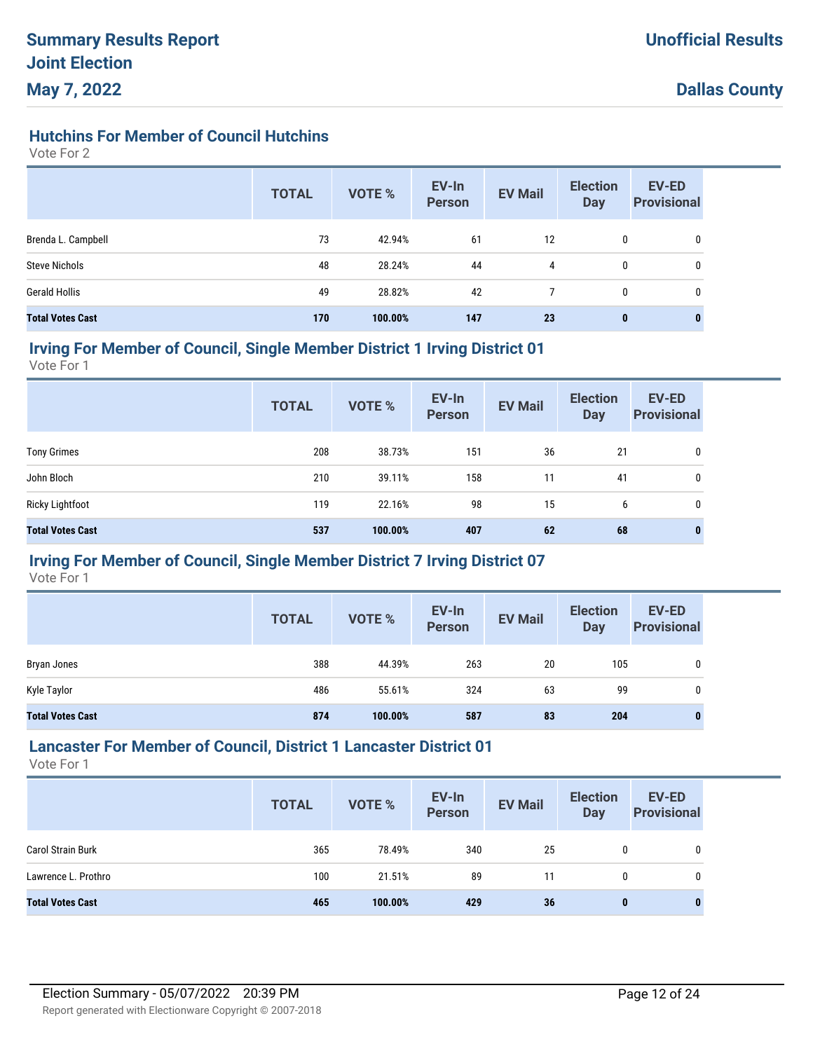### Hutchins For Member of Council Hutchins

Vote For 2

| | TOTAL | VOTE % | EV-In Person | EV Mail | Election Day | EV-ED Provisional |
|---|---|---|---|---|---|---|
| Brenda L. Campbell | 73 | 42.94% | 61 | 12 | 0 | 0 |
| Steve Nichols | 48 | 28.24% | 44 | 4 | 0 | 0 |
| Gerald Hollis | 49 | 28.82% | 42 | 7 | 0 | 0 |
| **Total Votes Cast** | **170** | **100.00%** | **147** | **23** | **0** | **0** |

### Irving For Member of Council, Single Member District 1 Irving District 01

Vote For 1

| | TOTAL | VOTE % | EV-In Person | EV Mail | Election Day | EV-ED Provisional |
|---|---|---|---|---|---|---|
| Tony Grimes | 208 | 38.73% | 151 | 36 | 21 | 0 |
| John Bloch | 210 | 39.11% | 158 | 11 | 41 | 0 |
| Ricky Lightfoot | 119 | 22.16% | 98 | 15 | 6 | 0 |
| **Total Votes Cast** | **537** | **100.00%** | **407** | **62** | **68** | **0** |

### Irving For Member of Council, Single Member District 7 Irving District 07

Vote For 1

| | TOTAL | VOTE % | EV-In Person | EV Mail | Election Day | EV-ED Provisional |
|---|---|---|---|---|---|---|
| Bryan Jones | 388 | 44.39% | 263 | 20 | 105 | 0 |
| Kyle Taylor | 486 | 55.61% | 324 | 63 | 99 | 0 |
| **Total Votes Cast** | **874** | **100.00%** | **587** | **83** | **204** | **0** |

### Lancaster For Member of Council, District 1 Lancaster District 01

Vote For 1

| | TOTAL | VOTE % | EV-In Person | EV Mail | Election Day | EV-ED Provisional |
|---|---|---|---|---|---|---|
| Carol Strain Burk | 365 | 78.49% | 340 | 25 | 0 | 0 |
| Lawrence L. Prothro | 100 | 21.51% | 89 | 11 | 0 | 0 |
| **Total Votes Cast** | **465** | **100.00%** | **429** | **36** | **0** | **0** |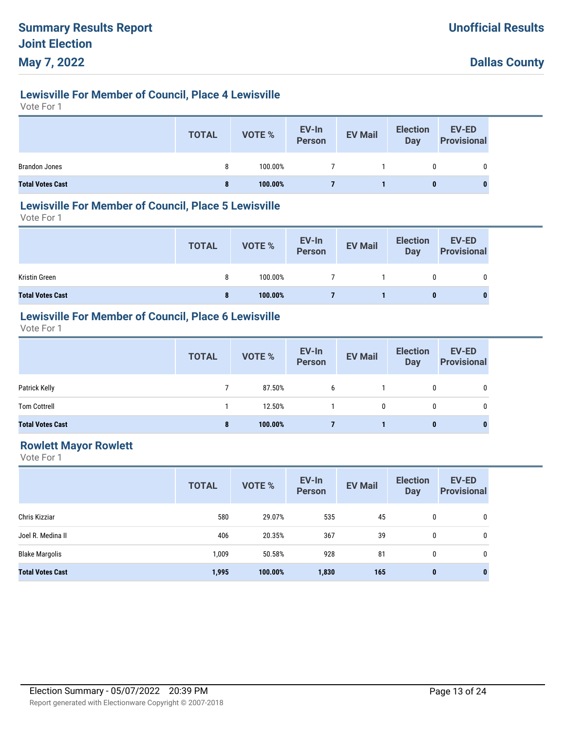### Lewisville For Member of Council, Place 4 Lewisville

Vote For 1

| | TOTAL | VOTE % | EV-In Person | EV Mail | Election Day | EV-ED Provisional |
|---|---|---|---|---|---|---|
| Brandon Jones | 8 | 100.00% | 7 | 1 | 0 | 0 |
| **Total Votes Cast** | **8** | **100.00%** | **7** | **1** | **0** | **0** |

### Lewisville For Member of Council, Place 5 Lewisville

Vote For 1

| | TOTAL | VOTE % | EV-In Person | EV Mail | Election Day | EV-ED Provisional |
|---|---|---|---|---|---|---|
| Kristin Green | 8 | 100.00% | 7 | 1 | 0 | 0 |
| **Total Votes Cast** | **8** | **100.00%** | **7** | **1** | **0** | **0** |

### Lewisville For Member of Council, Place 6 Lewisville

Vote For 1

| | TOTAL | VOTE % | EV-In Person | EV Mail | Election Day | EV-ED Provisional |
|---|---|---|---|---|---|---|
| Patrick Kelly | 7 | 87.50% | 6 | 1 | 0 | 0 |
| Tom Cottrell | 1 | 12.50% | 1 | 0 | 0 | 0 |
| **Total Votes Cast** | **8** | **100.00%** | **7** | **1** | **0** | **0** |

### Rowlett Mayor Rowlett

Vote For 1

| | TOTAL | VOTE % | EV-In Person | EV Mail | Election Day | EV-ED Provisional |
|---|---|---|---|---|---|---|
| Chris Kizziar | 580 | 29.07% | 535 | 45 | 0 | 0 |
| Joel R. Medina II | 406 | 20.35% | 367 | 39 | 0 | 0 |
| Blake Margolis | 1,009 | 50.58% | 928 | 81 | 0 | 0 |
| **Total Votes Cast** | **1,995** | **100.00%** | **1,830** | **165** | **0** | **0** |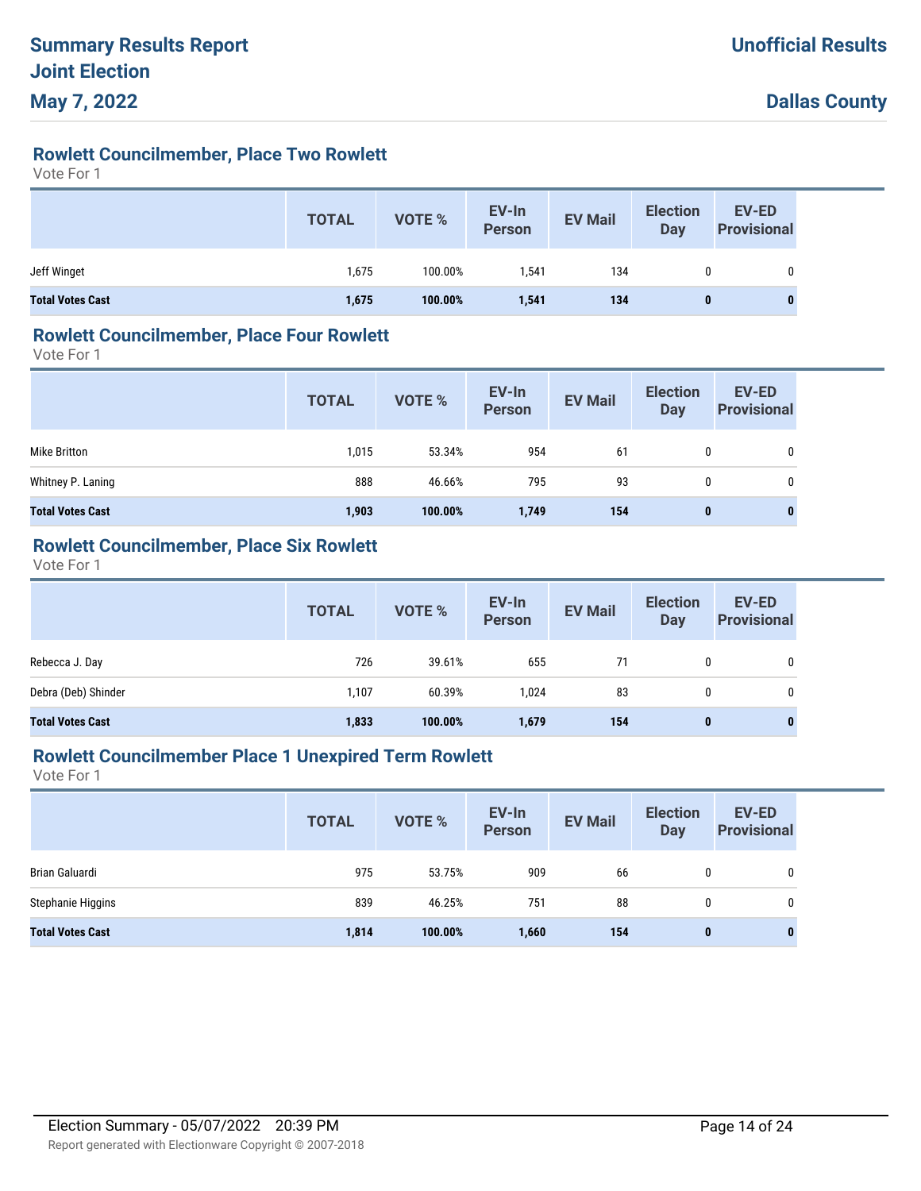## Rowlett Councilmember, Place Two Rowlett

Vote For 1

| | TOTAL | VOTE % | EV-In Person | EV Mail | Election Day | EV-ED Provisional |
|---|---|---|---|---|---|---|
| Jeff Winget | 1,675 | 100.00% | 1,541 | 134 | 0 | 0 |
| **Total Votes Cast** | **1,675** | **100.00%** | **1,541** | **134** | **0** | **0** |

## Rowlett Councilmember, Place Four Rowlett

Vote For 1

| | TOTAL | VOTE % | EV-In Person | EV Mail | Election Day | EV-ED Provisional |
|---|---|---|---|---|---|---|
| Mike Britton | 1,015 | 53.34% | 954 | 61 | 0 | 0 |
| Whitney P. Laning | 888 | 46.66% | 795 | 93 | 0 | 0 |
| **Total Votes Cast** | **1,903** | **100.00%** | **1,749** | **154** | **0** | **0** |

## Rowlett Councilmember, Place Six Rowlett

Vote For 1

| | TOTAL | VOTE % | EV-In Person | EV Mail | Election Day | EV-ED Provisional |
|---|---|---|---|---|---|---|
| Rebecca J. Day | 726 | 39.61% | 655 | 71 | 0 | 0 |
| Debra (Deb) Shinder | 1,107 | 60.39% | 1,024 | 83 | 0 | 0 |
| **Total Votes Cast** | **1,833** | **100.00%** | **1,679** | **154** | **0** | **0** |

## Rowlett Councilmember Place 1 Unexpired Term Rowlett

Vote For 1

| | TOTAL | VOTE % | EV-In Person | EV Mail | Election Day | EV-ED Provisional |
|---|---|---|---|---|---|---|
| Brian Galuardi | 975 | 53.75% | 909 | 66 | 0 | 0 |
| Stephanie Higgins | 839 | 46.25% | 751 | 88 | 0 | 0 |
| **Total Votes Cast** | **1,814** | **100.00%** | **1,660** | **154** | **0** | **0** |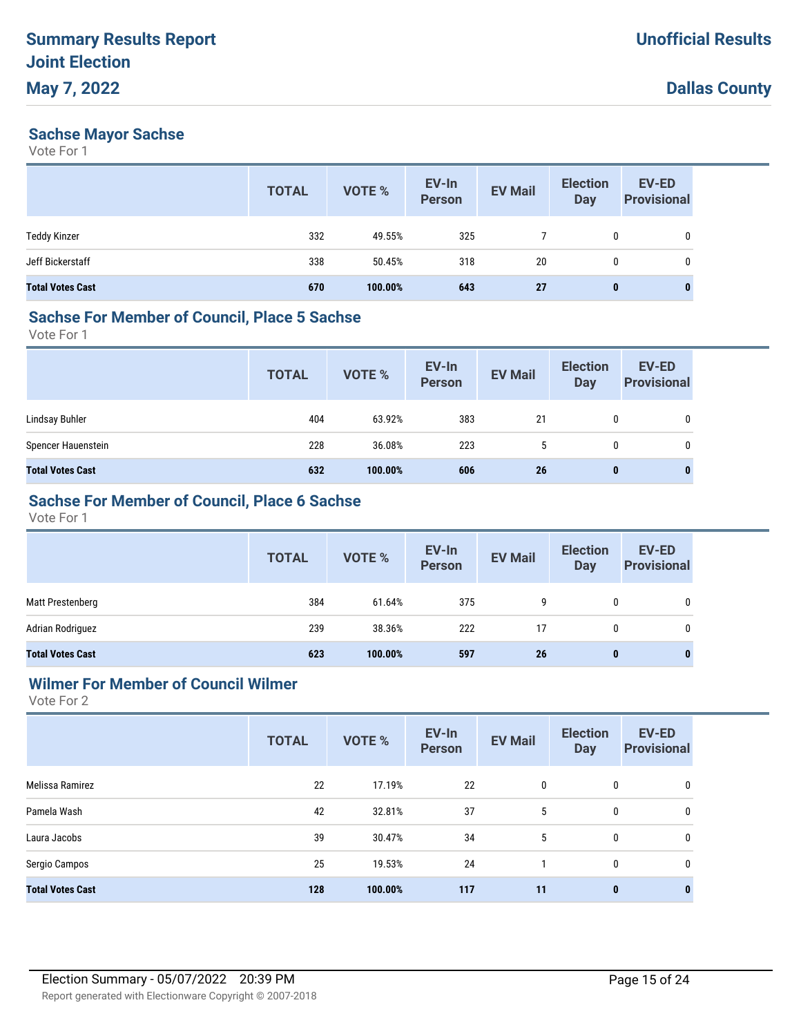## Sachse Mayor Sachse

Vote For 1

| | TOTAL | VOTE % | EV-In Person | EV Mail | Election Day | EV-ED Provisional |
|---|---|---|---|---|---|---|
| Teddy Kinzer | 332 | 49.55% | 325 | 7 | 0 | 0 |
| Jeff Bickerstaff | 338 | 50.45% | 318 | 20 | 0 | 0 |
| **Total Votes Cast** | **670** | **100.00%** | **643** | **27** | **0** | **0** |

## Sachse For Member of Council, Place 5 Sachse

Vote For 1

| | TOTAL | VOTE % | EV-In Person | EV Mail | Election Day | EV-ED Provisional |
|---|---|---|---|---|---|---|
| Lindsay Buhler | 404 | 63.92% | 383 | 21 | 0 | 0 |
| Spencer Hauenstein | 228 | 36.08% | 223 | 5 | 0 | 0 |
| **Total Votes Cast** | **632** | **100.00%** | **606** | **26** | **0** | **0** |

## Sachse For Member of Council, Place 6 Sachse

Vote For 1

| | TOTAL | VOTE % | EV-In Person | EV Mail | Election Day | EV-ED Provisional |
|---|---|---|---|---|---|---|
| Matt Prestenberg | 384 | 61.64% | 375 | 9 | 0 | 0 |
| Adrian Rodriguez | 239 | 38.36% | 222 | 17 | 0 | 0 |
| **Total Votes Cast** | **623** | **100.00%** | **597** | **26** | **0** | **0** |

## Wilmer For Member of Council Wilmer

Vote For 2

| | TOTAL | VOTE % | EV-In Person | EV Mail | Election Day | EV-ED Provisional |
|---|---|---|---|---|---|---|
| Melissa Ramirez | 22 | 17.19% | 22 | 0 | 0 | 0 |
| Pamela Wash | 42 | 32.81% | 37 | 5 | 0 | 0 |
| Laura Jacobs | 39 | 30.47% | 34 | 5 | 0 | 0 |
| Sergio Campos | 25 | 19.53% | 24 | 1 | 0 | 0 |
| **Total Votes Cast** | **128** | **100.00%** | **117** | **11** | **0** | **0** |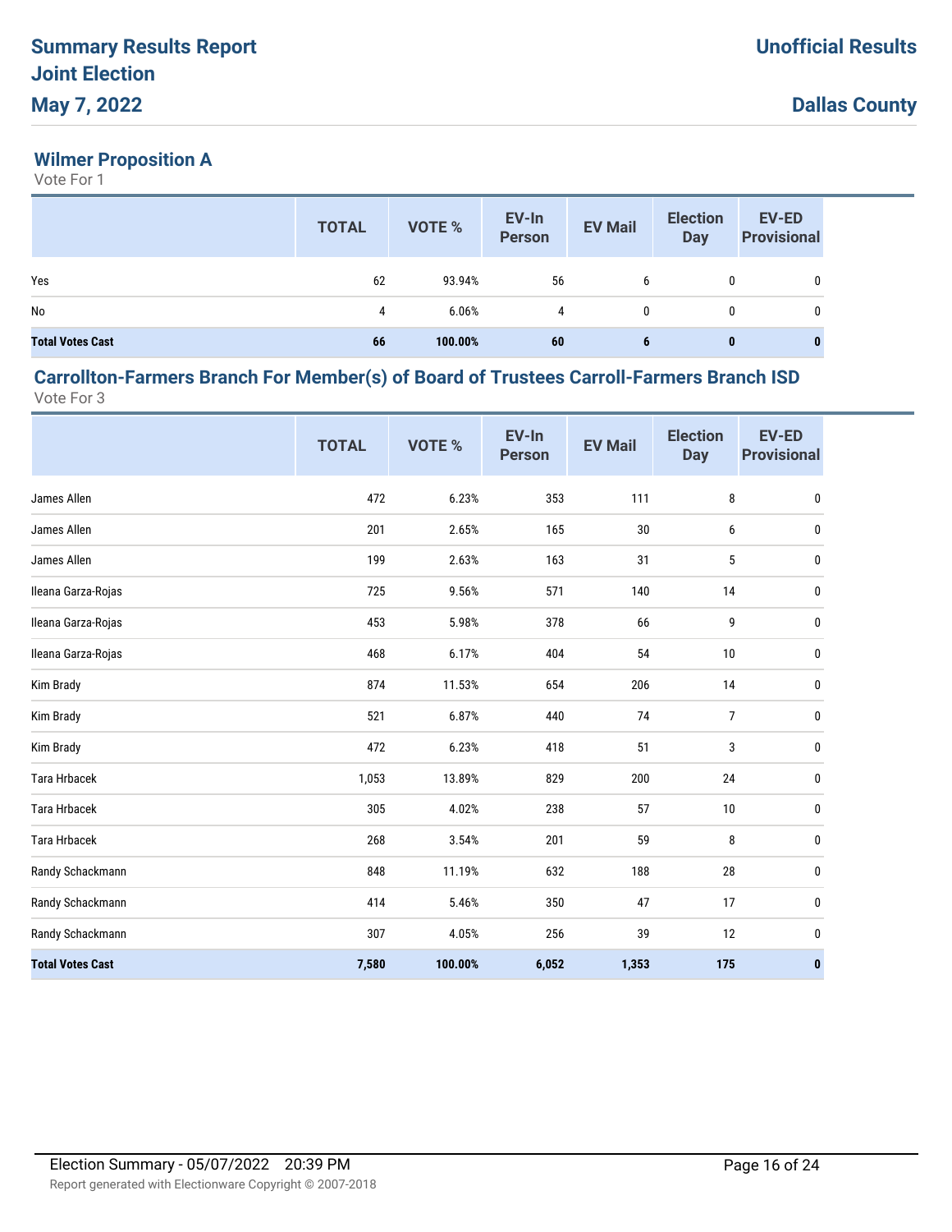# Summary Results Report
# Joint Election
# May 7, 2022

**Unofficial Results**

**Dallas County**

## Wilmer Proposition A

Vote For 1

| | TOTAL | VOTE % | EV-In Person | EV Mail | Election Day | EV-ED Provisional |
|---|---|---|---|---|---|---|
| Yes | 62 | 93.94% | 56 | 6 | 0 | 0 |
| No | 4 | 6.06% | 4 | 0 | 0 | 0 |
| **Total Votes Cast** | **66** | **100.00%** | **60** | **6** | **0** | **0** |

## Carrollton-Farmers Branch For Member(s) of Board of Trustees Carroll-Farmers Branch ISD

Vote For 3

| | TOTAL | VOTE % | EV-In Person | EV Mail | Election Day | EV-ED Provisional |
|---|---|---|---|---|---|---|
| James Allen | 472 | 6.23% | 353 | 111 | 8 | 0 |
| James Allen | 201 | 2.65% | 165 | 30 | 6 | 0 |
| James Allen | 199 | 2.63% | 163 | 31 | 5 | 0 |
| Ileana Garza-Rojas | 725 | 9.56% | 571 | 140 | 14 | 0 |
| Ileana Garza-Rojas | 453 | 5.98% | 378 | 66 | 9 | 0 |
| Ileana Garza-Rojas | 468 | 6.17% | 404 | 54 | 10 | 0 |
| Kim Brady | 874 | 11.53% | 654 | 206 | 14 | 0 |
| Kim Brady | 521 | 6.87% | 440 | 74 | 7 | 0 |
| Kim Brady | 472 | 6.23% | 418 | 51 | 3 | 0 |
| Tara Hrbacek | 1,053 | 13.89% | 829 | 200 | 24 | 0 |
| Tara Hrbacek | 305 | 4.02% | 238 | 57 | 10 | 0 |
| Tara Hrbacek | 268 | 3.54% | 201 | 59 | 8 | 0 |
| Randy Schackmann | 848 | 11.19% | 632 | 188 | 28 | 0 |
| Randy Schackmann | 414 | 5.46% | 350 | 47 | 17 | 0 |
| Randy Schackmann | 307 | 4.05% | 256 | 39 | 12 | 0 |
| **Total Votes Cast** | **7,580** | **100.00%** | **6,052** | **1,353** | **175** | **0** |

Election Summary - 05/07/2022 20:39 PM

Report generated with Electionware Copyright © 2007-2018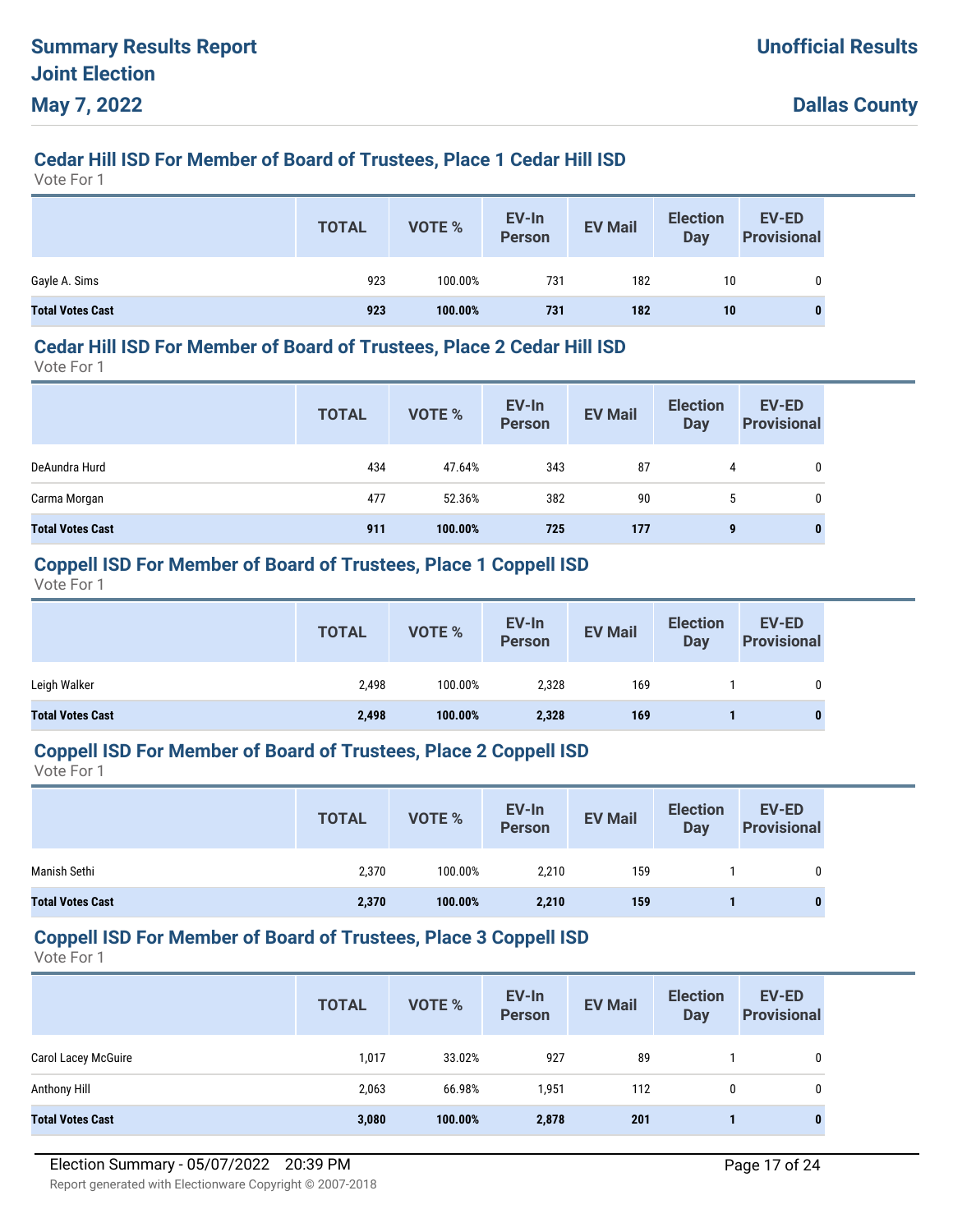## Cedar Hill ISD For Member of Board of Trustees, Place 1 Cedar Hill ISD

Vote For 1

| | TOTAL | VOTE % | EV-In Person | EV Mail | Election Day | EV-ED Provisional |
|---|---|---|---|---|---|---|
| Gayle A. Sims | 923 | 100.00% | 731 | 182 | 10 | 0 |
| **Total Votes Cast** | **923** | **100.00%** | **731** | **182** | **10** | **0** |

## Cedar Hill ISD For Member of Board of Trustees, Place 2 Cedar Hill ISD

Vote For 1

| | TOTAL | VOTE % | EV-In Person | EV Mail | Election Day | EV-ED Provisional |
|---|---|---|---|---|---|---|
| DeAundra Hurd | 434 | 47.64% | 343 | 87 | 4 | 0 |
| Carma Morgan | 477 | 52.36% | 382 | 90 | 5 | 0 |
| **Total Votes Cast** | **911** | **100.00%** | **725** | **177** | **9** | **0** |

## Coppell ISD For Member of Board of Trustees, Place 1 Coppell ISD

Vote For 1

| | TOTAL | VOTE % | EV-In Person | EV Mail | Election Day | EV-ED Provisional |
|---|---|---|---|---|---|---|
| Leigh Walker | 2,498 | 100.00% | 2,328 | 169 | 1 | 0 |
| **Total Votes Cast** | **2,498** | **100.00%** | **2,328** | **169** | **1** | **0** |

## Coppell ISD For Member of Board of Trustees, Place 2 Coppell ISD

Vote For 1

| | TOTAL | VOTE % | EV-In Person | EV Mail | Election Day | EV-ED Provisional |
|---|---|---|---|---|---|---|
| Manish Sethi | 2,370 | 100.00% | 2,210 | 159 | 1 | 0 |
| **Total Votes Cast** | **2,370** | **100.00%** | **2,210** | **159** | **1** | **0** |

## Coppell ISD For Member of Board of Trustees, Place 3 Coppell ISD

Vote For 1

| | TOTAL | VOTE % | EV-In Person | EV Mail | Election Day | EV-ED Provisional |
|---|---|---|---|---|---|---|
| Carol Lacey McGuire | 1,017 | 33.02% | 927 | 89 | 1 | 0 |
| Anthony Hill | 2,063 | 66.98% | 1,951 | 112 | 0 | 0 |
| **Total Votes Cast** | **3,080** | **100.00%** | **2,878** | **201** | **1** | **0** |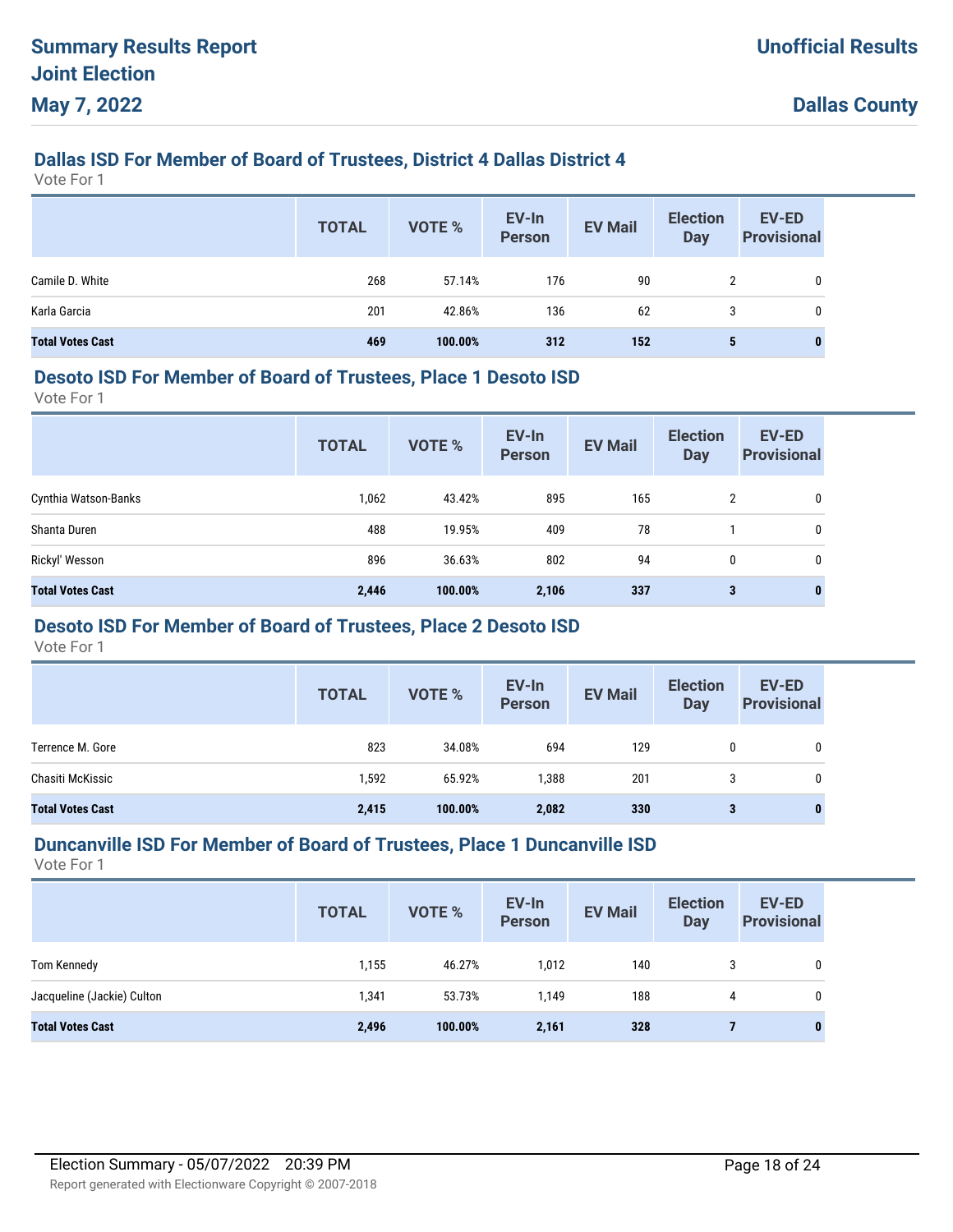# Summary Results Report
# Joint Election
# May 7, 2022

**Unofficial Results**

**Dallas County**

## Dallas ISD For Member of Board of Trustees, District 4 Dallas District 4

Vote For 1

| | TOTAL | VOTE % | EV-In Person | EV Mail | Election Day | EV-ED Provisional |
|---|---|---|---|---|---|---|
| Camile D. White | 268 | 57.14% | 176 | 90 | 2 | 0 |
| Karla Garcia | 201 | 42.86% | 136 | 62 | 3 | 0 |
| **Total Votes Cast** | **469** | **100.00%** | **312** | **152** | **5** | **0** |

## Desoto ISD For Member of Board of Trustees, Place 1 Desoto ISD

Vote For 1

| | TOTAL | VOTE % | EV-In Person | EV Mail | Election Day | EV-ED Provisional |
|---|---|---|---|---|---|---|
| Cynthia Watson-Banks | 1,062 | 43.42% | 895 | 165 | 2 | 0 |
| Shanta Duren | 488 | 19.95% | 409 | 78 | 1 | 0 |
| Rickyl' Wesson | 896 | 36.63% | 802 | 94 | 0 | 0 |
| **Total Votes Cast** | **2,446** | **100.00%** | **2,106** | **337** | **3** | **0** |

## Desoto ISD For Member of Board of Trustees, Place 2 Desoto ISD

Vote For 1

| | TOTAL | VOTE % | EV-In Person | EV Mail | Election Day | EV-ED Provisional |
|---|---|---|---|---|---|---|
| Terrence M. Gore | 823 | 34.08% | 694 | 129 | 0 | 0 |
| Chasiti McKissic | 1,592 | 65.92% | 1,388 | 201 | 3 | 0 |
| **Total Votes Cast** | **2,415** | **100.00%** | **2,082** | **330** | **3** | **0** |

## Duncanville ISD For Member of Board of Trustees, Place 1 Duncanville ISD

Vote For 1

| | TOTAL | VOTE % | EV-In Person | EV Mail | Election Day | EV-ED Provisional |
|---|---|---|---|---|---|---|
| Tom Kennedy | 1,155 | 46.27% | 1,012 | 140 | 3 | 0 |
| Jacqueline (Jackie) Culton | 1,341 | 53.73% | 1,149 | 188 | 4 | 0 |
| **Total Votes Cast** | **2,496** | **100.00%** | **2,161** | **328** | **7** | **0** |

Election Summary - 05/07/2022 20:39 PM

Report generated with Electionware Copyright © 2007-2018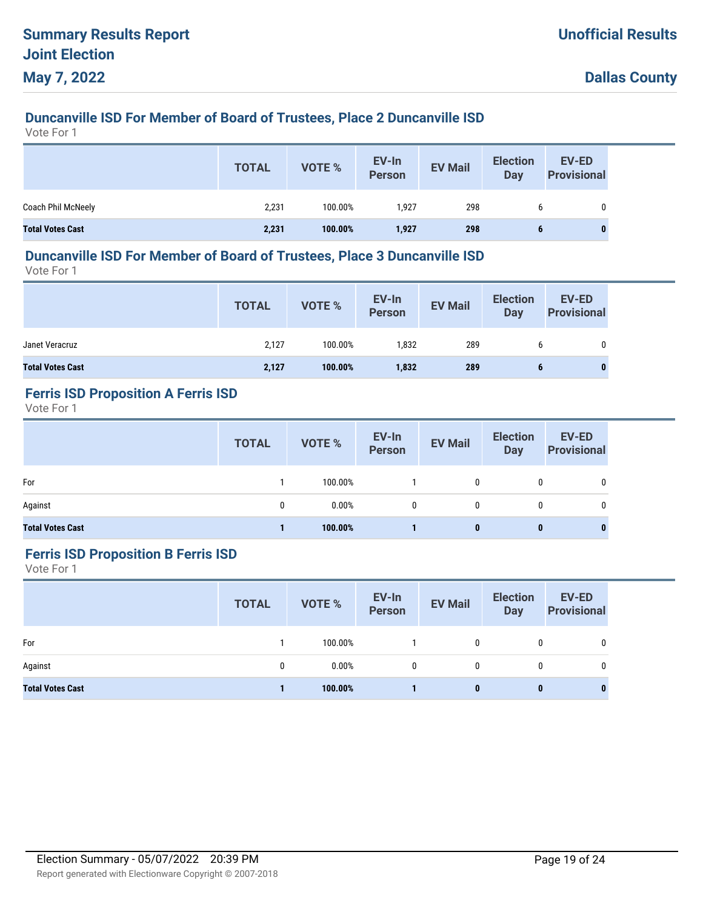# Summary Results Report

**Joint Election**

**May 7, 2022**

**Unofficial Results**

**Dallas County**

## Duncanville ISD For Member of Board of Trustees, Place 2 Duncanville ISD

Vote For 1

| | TOTAL | VOTE % | EV-In Person | EV Mail | Election Day | EV-ED Provisional |
|---|---|---|---|---|---|---|
| Coach Phil McNeely | 2,231 | 100.00% | 1,927 | 298 | 6 | 0 |
| **Total Votes Cast** | **2,231** | **100.00%** | **1,927** | **298** | **6** | **0** |

## Duncanville ISD For Member of Board of Trustees, Place 3 Duncanville ISD

Vote For 1

| | TOTAL | VOTE % | EV-In Person | EV Mail | Election Day | EV-ED Provisional |
|---|---|---|---|---|---|---|
| Janet Veracruz | 2,127 | 100.00% | 1,832 | 289 | 6 | 0 |
| **Total Votes Cast** | **2,127** | **100.00%** | **1,832** | **289** | **6** | **0** |

## Ferris ISD Proposition A Ferris ISD

Vote For 1

| | TOTAL | VOTE % | EV-In Person | EV Mail | Election Day | EV-ED Provisional |
|---|---|---|---|---|---|---|
| For | 1 | 100.00% | 1 | 0 | 0 | 0 |
| Against | 0 | 0.00% | 0 | 0 | 0 | 0 |
| **Total Votes Cast** | **1** | **100.00%** | **1** | **0** | **0** | **0** |

## Ferris ISD Proposition B Ferris ISD

Vote For 1

| | TOTAL | VOTE % | EV-In Person | EV Mail | Election Day | EV-ED Provisional |
|---|---|---|---|---|---|---|
| For | 1 | 100.00% | 1 | 0 | 0 | 0 |
| Against | 0 | 0.00% | 0 | 0 | 0 | 0 |
| **Total Votes Cast** | **1** | **100.00%** | **1** | **0** | **0** | **0** |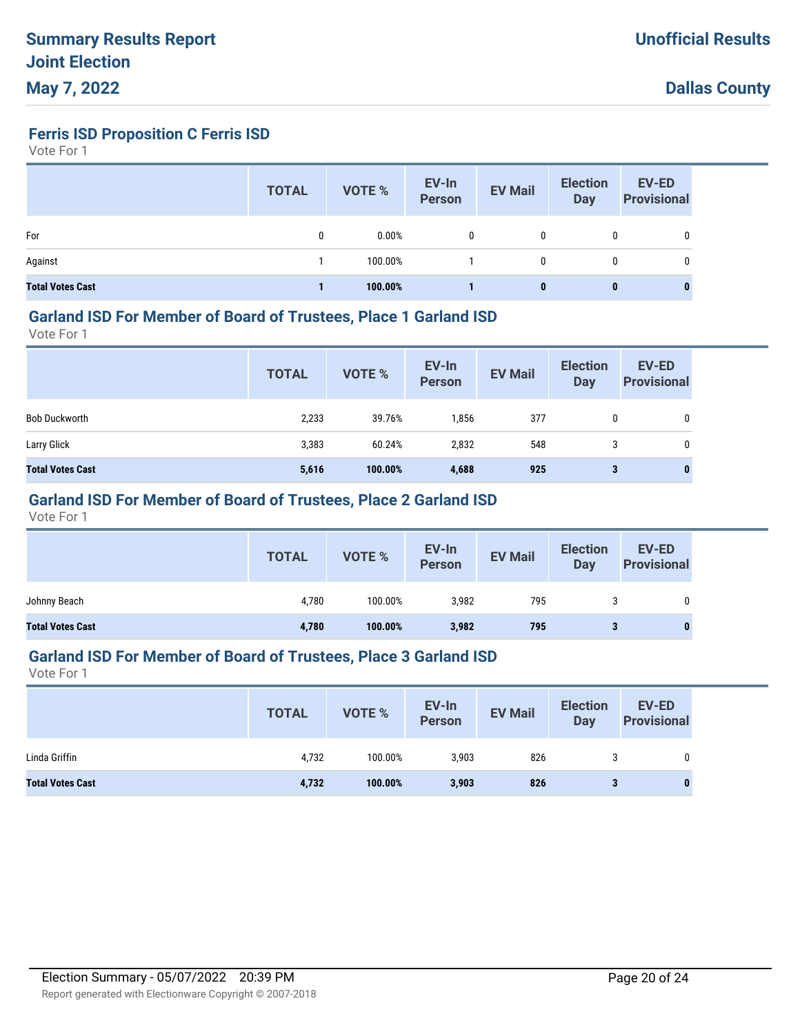# Summary Results Report
# Joint Election
# May 7, 2022

**Unofficial Results**

**Dallas County**

### Ferris ISD Proposition C Ferris ISD

Vote For 1

| | TOTAL | VOTE % | EV-In Person | EV Mail | Election Day | EV-ED Provisional |
|---|---|---|---|---|---|---|
| For | 0 | 0.00% | 0 | 0 | 0 | 0 |
| Against | 1 | 100.00% | 1 | 0 | 0 | 0 |
| **Total Votes Cast** | **1** | **100.00%** | **1** | **0** | **0** | **0** |

### Garland ISD For Member of Board of Trustees, Place 1 Garland ISD

Vote For 1

| | TOTAL | VOTE % | EV-In Person | EV Mail | Election Day | EV-ED Provisional |
|---|---|---|---|---|---|---|
| Bob Duckworth | 2,233 | 39.76% | 1,856 | 377 | 0 | 0 |
| Larry Glick | 3,383 | 60.24% | 2,832 | 548 | 3 | 0 |
| **Total Votes Cast** | **5,616** | **100.00%** | **4,688** | **925** | **3** | **0** |

### Garland ISD For Member of Board of Trustees, Place 2 Garland ISD

Vote For 1

| | TOTAL | VOTE % | EV-In Person | EV Mail | Election Day | EV-ED Provisional |
|---|---|---|---|---|---|---|
| Johnny Beach | 4,780 | 100.00% | 3,982 | 795 | 3 | 0 |
| **Total Votes Cast** | **4,780** | **100.00%** | **3,982** | **795** | **3** | **0** |

### Garland ISD For Member of Board of Trustees, Place 3 Garland ISD

Vote For 1

| | TOTAL | VOTE % | EV-In Person | EV Mail | Election Day | EV-ED Provisional |
|---|---|---|---|---|---|---|
| Linda Griffin | 4,732 | 100.00% | 3,903 | 826 | 3 | 0 |
| **Total Votes Cast** | **4,732** | **100.00%** | **3,903** | **826** | **3** | **0** |

Election Summary - 05/07/2022 20:39 PM

Report generated with Electionware Copyright © 2007-2018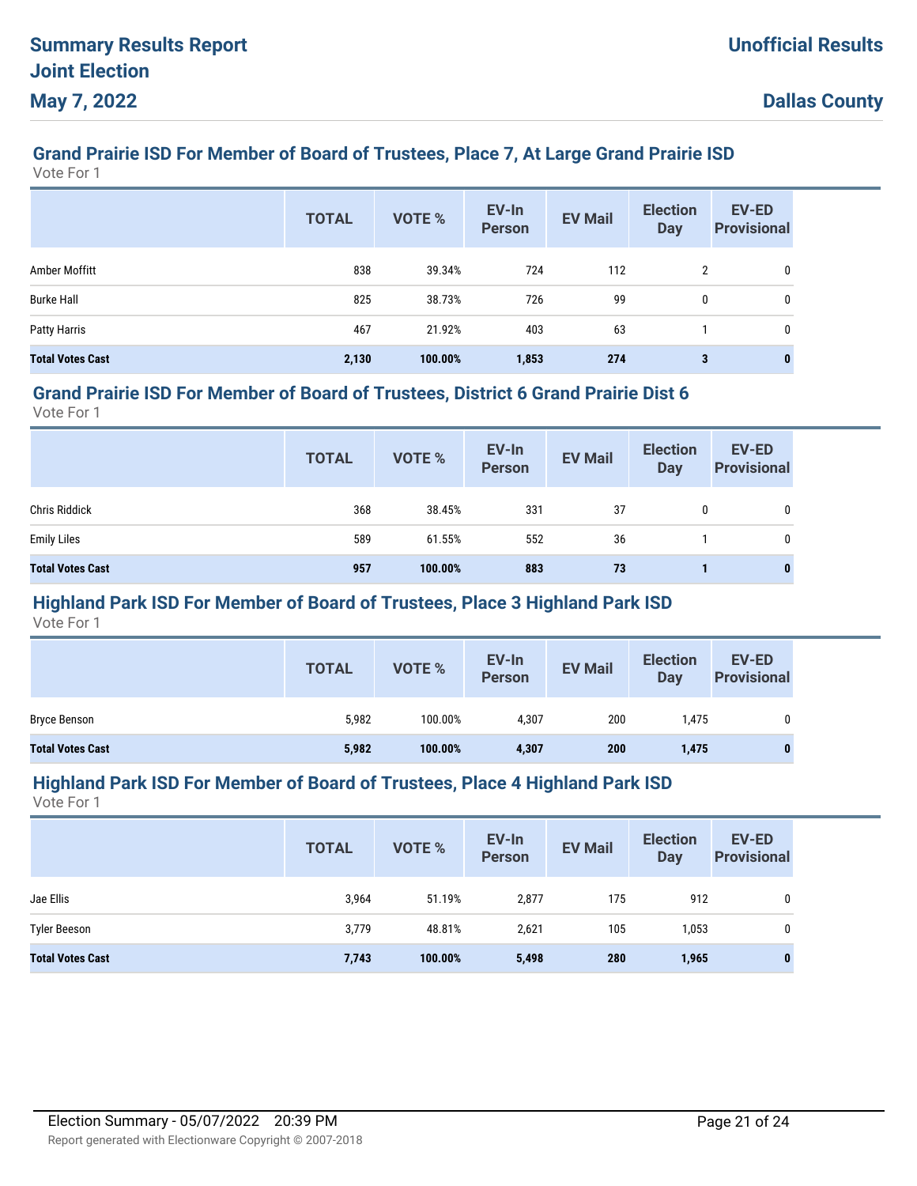## Grand Prairie ISD For Member of Board of Trustees, Place 7, At Large Grand Prairie ISD

Vote For 1

| | TOTAL | VOTE % | EV-In Person | EV Mail | Election Day | EV-ED Provisional |
|---|---|---|---|---|---|---|
| Amber Moffitt | 838 | 39.34% | 724 | 112 | 2 | 0 |
| Burke Hall | 825 | 38.73% | 726 | 99 | 0 | 0 |
| Patty Harris | 467 | 21.92% | 403 | 63 | 1 | 0 |
| **Total Votes Cast** | **2,130** | **100.00%** | **1,853** | **274** | **3** | **0** |

## Grand Prairie ISD For Member of Board of Trustees, District 6 Grand Prairie Dist 6

Vote For 1

| | TOTAL | VOTE % | EV-In Person | EV Mail | Election Day | EV-ED Provisional |
|---|---|---|---|---|---|---|
| Chris Riddick | 368 | 38.45% | 331 | 37 | 0 | 0 |
| Emily Liles | 589 | 61.55% | 552 | 36 | 1 | 0 |
| **Total Votes Cast** | **957** | **100.00%** | **883** | **73** | **1** | **0** |

## Highland Park ISD For Member of Board of Trustees, Place 3 Highland Park ISD

Vote For 1

| | TOTAL | VOTE % | EV-In Person | EV Mail | Election Day | EV-ED Provisional |
|---|---|---|---|---|---|---|
| Bryce Benson | 5,982 | 100.00% | 4,307 | 200 | 1,475 | 0 |
| **Total Votes Cast** | **5,982** | **100.00%** | **4,307** | **200** | **1,475** | **0** |

## Highland Park ISD For Member of Board of Trustees, Place 4 Highland Park ISD

Vote For 1

| | TOTAL | VOTE % | EV-In Person | EV Mail | Election Day | EV-ED Provisional |
|---|---|---|---|---|---|---|
| Jae Ellis | 3,964 | 51.19% | 2,877 | 175 | 912 | 0 |
| Tyler Beeson | 3,779 | 48.81% | 2,621 | 105 | 1,053 | 0 |
| **Total Votes Cast** | **7,743** | **100.00%** | **5,498** | **280** | **1,965** | **0** |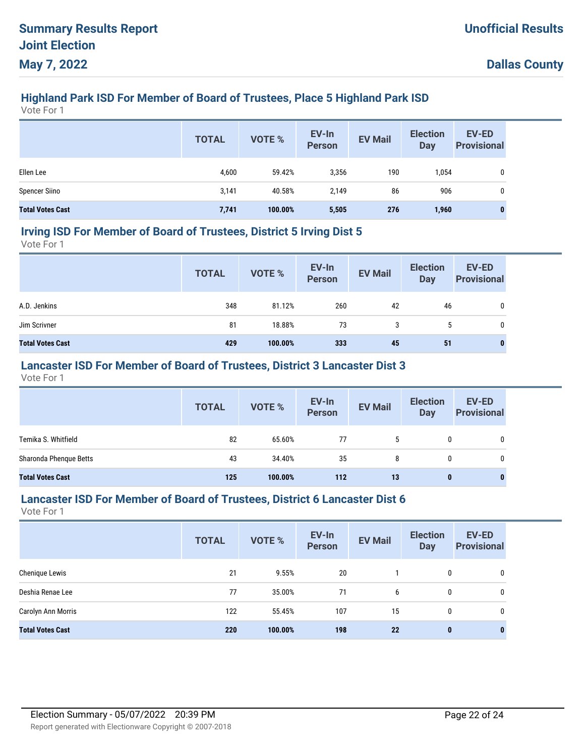## Highland Park ISD For Member of Board of Trustees, Place 5 Highland Park ISD

Vote For 1

| | TOTAL | VOTE % | EV-In Person | EV Mail | Election Day | EV-ED Provisional |
|---|---|---|---|---|---|---|
| Ellen Lee | 4,600 | 59.42% | 3,356 | 190 | 1,054 | 0 |
| Spencer Siino | 3,141 | 40.58% | 2,149 | 86 | 906 | 0 |
| **Total Votes Cast** | **7,741** | **100.00%** | **5,505** | **276** | **1,960** | **0** |

## Irving ISD For Member of Board of Trustees, District 5 Irving Dist 5

Vote For 1

| | TOTAL | VOTE % | EV-In Person | EV Mail | Election Day | EV-ED Provisional |
|---|---|---|---|---|---|---|
| A.D. Jenkins | 348 | 81.12% | 260 | 42 | 46 | 0 |
| Jim Scrivner | 81 | 18.88% | 73 | 3 | 5 | 0 |
| **Total Votes Cast** | **429** | **100.00%** | **333** | **45** | **51** | **0** |

## Lancaster ISD For Member of Board of Trustees, District 3 Lancaster Dist 3

Vote For 1

| | TOTAL | VOTE % | EV-In Person | EV Mail | Election Day | EV-ED Provisional |
|---|---|---|---|---|---|---|
| Temika S. Whitfield | 82 | 65.60% | 77 | 5 | 0 | 0 |
| Sharonda Phenque Betts | 43 | 34.40% | 35 | 8 | 0 | 0 |
| **Total Votes Cast** | **125** | **100.00%** | **112** | **13** | **0** | **0** |

## Lancaster ISD For Member of Board of Trustees, District 6 Lancaster Dist 6

Vote For 1

| | TOTAL | VOTE % | EV-In Person | EV Mail | Election Day | EV-ED Provisional |
|---|---|---|---|---|---|---|
| Chenique Lewis | 21 | 9.55% | 20 | 1 | 0 | 0 |
| Deshia Renae Lee | 77 | 35.00% | 71 | 6 | 0 | 0 |
| Carolyn Ann Morris | 122 | 55.45% | 107 | 15 | 0 | 0 |
| **Total Votes Cast** | **220** | **100.00%** | **198** | **22** | **0** | **0** |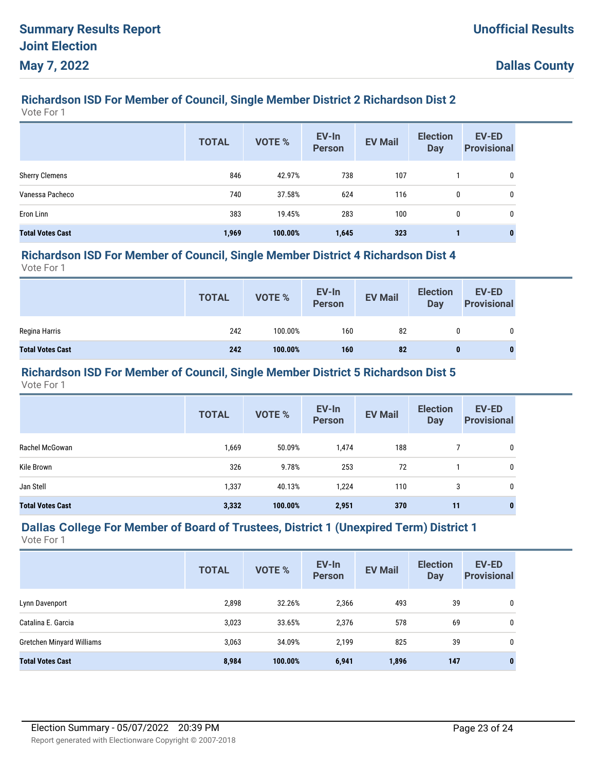## Richardson ISD For Member of Council, Single Member District 2 Richardson Dist 2

Vote For 1

| | TOTAL | VOTE % | EV-In Person | EV Mail | Election Day | EV-ED Provisional |
|---|---|---|---|---|---|---|
| Sherry Clemens | 846 | 42.97% | 738 | 107 | 1 | 0 |
| Vanessa Pacheco | 740 | 37.58% | 624 | 116 | 0 | 0 |
| Eron Linn | 383 | 19.45% | 283 | 100 | 0 | 0 |
| **Total Votes Cast** | **1,969** | **100.00%** | **1,645** | **323** | **1** | **0** |

## Richardson ISD For Member of Council, Single Member District 4 Richardson Dist 4

Vote For 1

| | TOTAL | VOTE % | EV-In Person | EV Mail | Election Day | EV-ED Provisional |
|---|---|---|---|---|---|---|
| Regina Harris | 242 | 100.00% | 160 | 82 | 0 | 0 |
| **Total Votes Cast** | **242** | **100.00%** | **160** | **82** | **0** | **0** |

## Richardson ISD For Member of Council, Single Member District 5 Richardson Dist 5

Vote For 1

| | TOTAL | VOTE % | EV-In Person | EV Mail | Election Day | EV-ED Provisional |
|---|---|---|---|---|---|---|
| Rachel McGowan | 1,669 | 50.09% | 1,474 | 188 | 7 | 0 |
| Kile Brown | 326 | 9.78% | 253 | 72 | 1 | 0 |
| Jan Stell | 1,337 | 40.13% | 1,224 | 110 | 3 | 0 |
| **Total Votes Cast** | **3,332** | **100.00%** | **2,951** | **370** | **11** | **0** |

## Dallas College For Member of Board of Trustees, District 1 (Unexpired Term) District 1

Vote For 1

| | TOTAL | VOTE % | EV-In Person | EV Mail | Election Day | EV-ED Provisional |
|---|---|---|---|---|---|---|
| Lynn Davenport | 2,898 | 32.26% | 2,366 | 493 | 39 | 0 |
| Catalina E. Garcia | 3,023 | 33.65% | 2,376 | 578 | 69 | 0 |
| Gretchen Minyard Williams | 3,063 | 34.09% | 2,199 | 825 | 39 | 0 |
| **Total Votes Cast** | **8,984** | **100.00%** | **6,941** | **1,896** | **147** | **0** |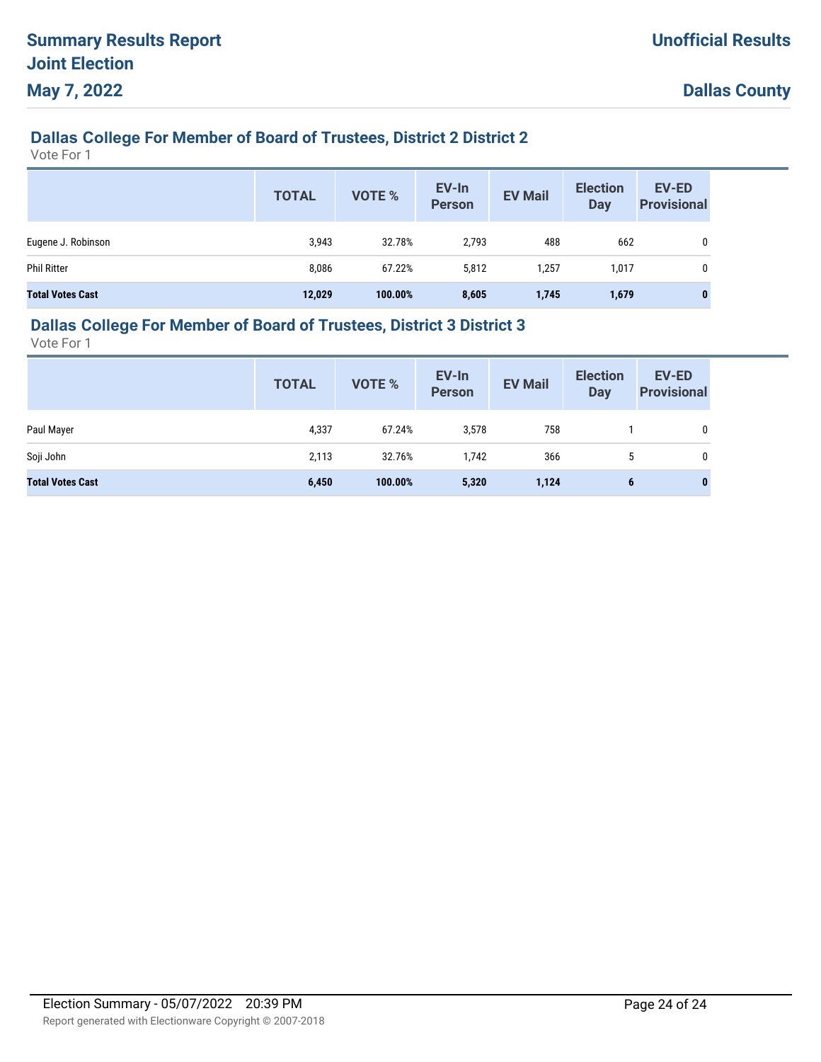## Dallas College For Member of Board of Trustees, District 2 District 2

Vote For 1

| | TOTAL | VOTE % | EV-In Person | EV Mail | Election Day | EV-ED Provisional |
|---|---|---|---|---|---|---|
| Eugene J. Robinson | 3,943 | 32.78% | 2,793 | 488 | 662 | 0 |
| Phil Ritter | 8,086 | 67.22% | 5,812 | 1,257 | 1,017 | 0 |
| **Total Votes Cast** | **12,029** | **100.00%** | **8,605** | **1,745** | **1,679** | **0** |

## Dallas College For Member of Board of Trustees, District 3 District 3

Vote For 1

| | TOTAL | VOTE % | EV-In Person | EV Mail | Election Day | EV-ED Provisional |
|---|---|---|---|---|---|---|
| Paul Mayer | 4,337 | 67.24% | 3,578 | 758 | 1 | 0 |
| Soji John | 2,113 | 32.76% | 1,742 | 366 | 5 | 0 |
| **Total Votes Cast** | **6,450** | **100.00%** | **5,320** | **1,124** | **6** | **0** |